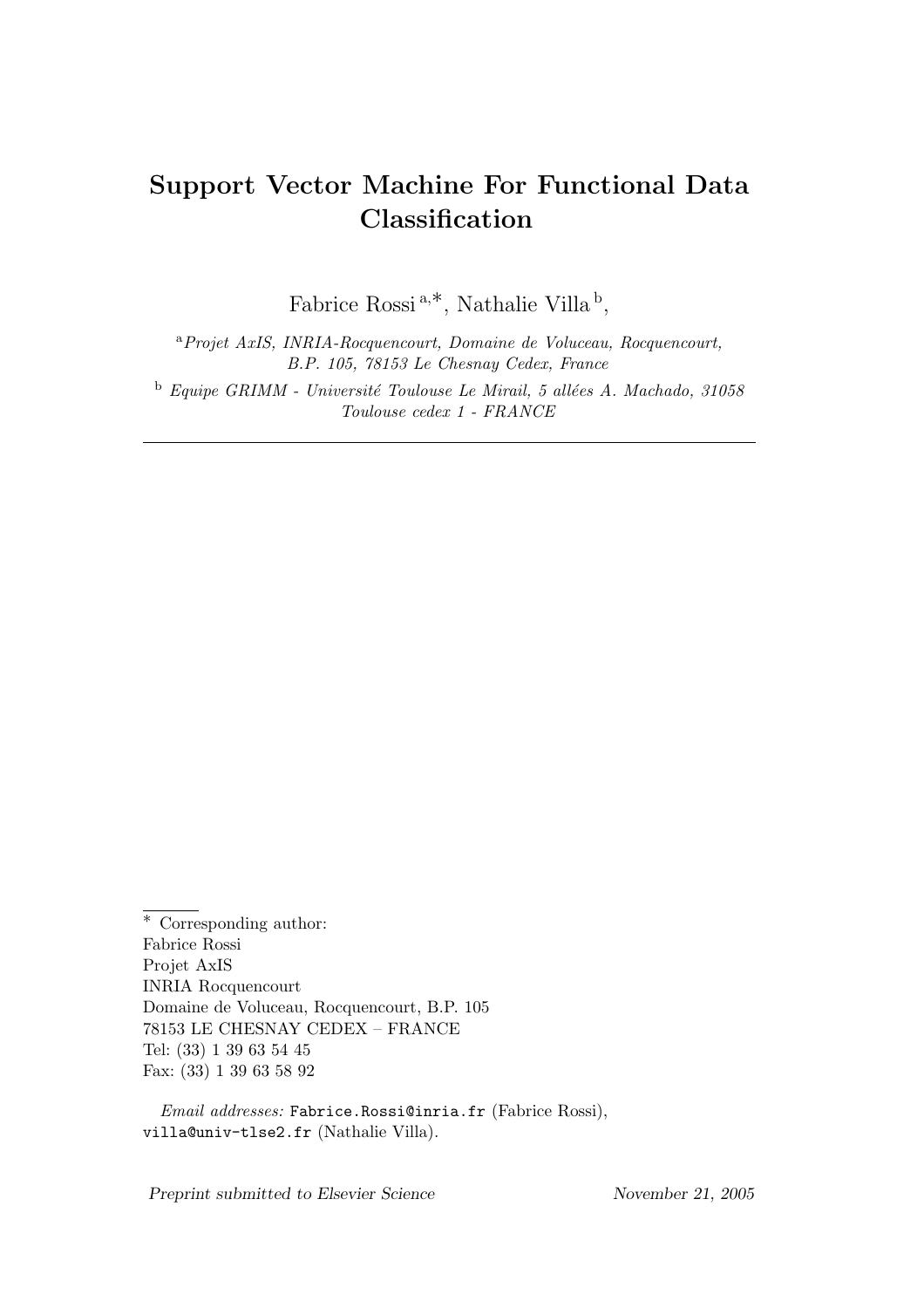# Support Vector Machine For Functional Data Classification

Fabrice Rossi [a,*], Nathalie Villa [b],

[a] *Projet AxIS, INRIA-Rocquencourt, Domaine de Voluceau, Rocquencourt, B.P. 105, 78153 Le Chesnay Cedex, France*

[b] *Equipe GRIMM - Université Toulouse Le Mirail, 5 allées A. Machado, 31058 Toulouse cedex 1 - FRANCE*

---

[*] Corresponding author:
Fabrice Rossi
Projet AxIS
INRIA Rocquencourt
Domaine de Voluceau, Rocquencourt, B.P. 105
78153 LE CHESNAY CEDEX – FRANCE
Tel: (33) 1 39 63 54 45
Fax: (33) 1 39 63 58 92

*Email addresses:* Fabrice.Rossi@inria.fr (Fabrice Rossi), villa@univ-tlse2.fr (Nathalie Villa).

*Preprint submitted to Elsevier Science* *November 21, 2005*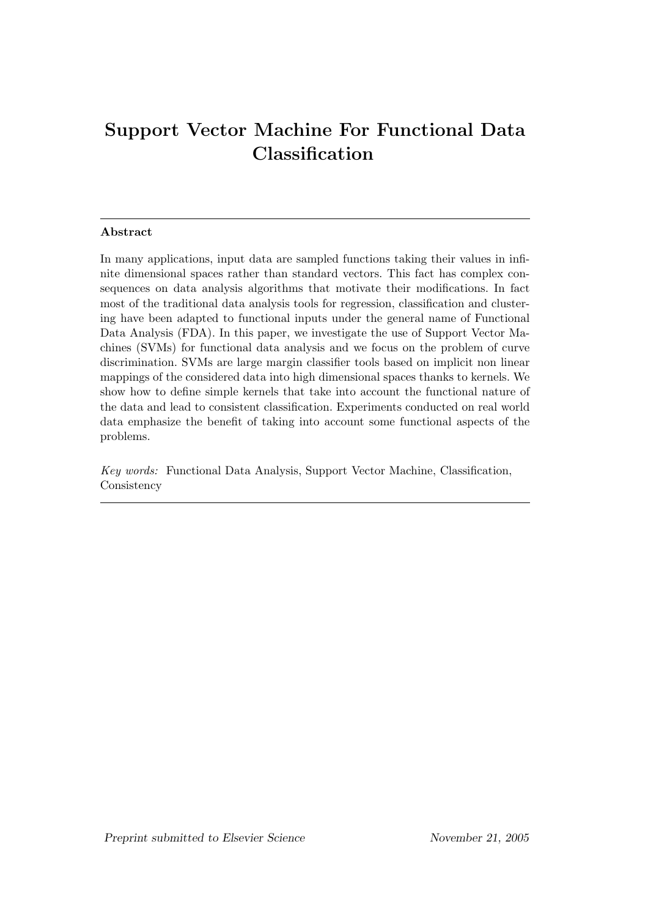# Support Vector Machine For Functional Data Classification

**Abstract**

In many applications, input data are sampled functions taking their values in infinite dimensional spaces rather than standard vectors. This fact has complex consequences on data analysis algorithms that motivate their modifications. In fact most of the traditional data analysis tools for regression, classification and clustering have been adapted to functional inputs under the general name of Functional Data Analysis (FDA). In this paper, we investigate the use of Support Vector Machines (SVMs) for functional data analysis and we focus on the problem of curve discrimination. SVMs are large margin classifier tools based on implicit non linear mappings of the considered data into high dimensional spaces thanks to kernels. We show how to define simple kernels that take into account the functional nature of the data and lead to consistent classification. Experiments conducted on real world data emphasize the benefit of taking into account some functional aspects of the problems.

*Key words:* Functional Data Analysis, Support Vector Machine, Classification, Consistency

*Preprint submitted to Elsevier Science* *November 21, 2005*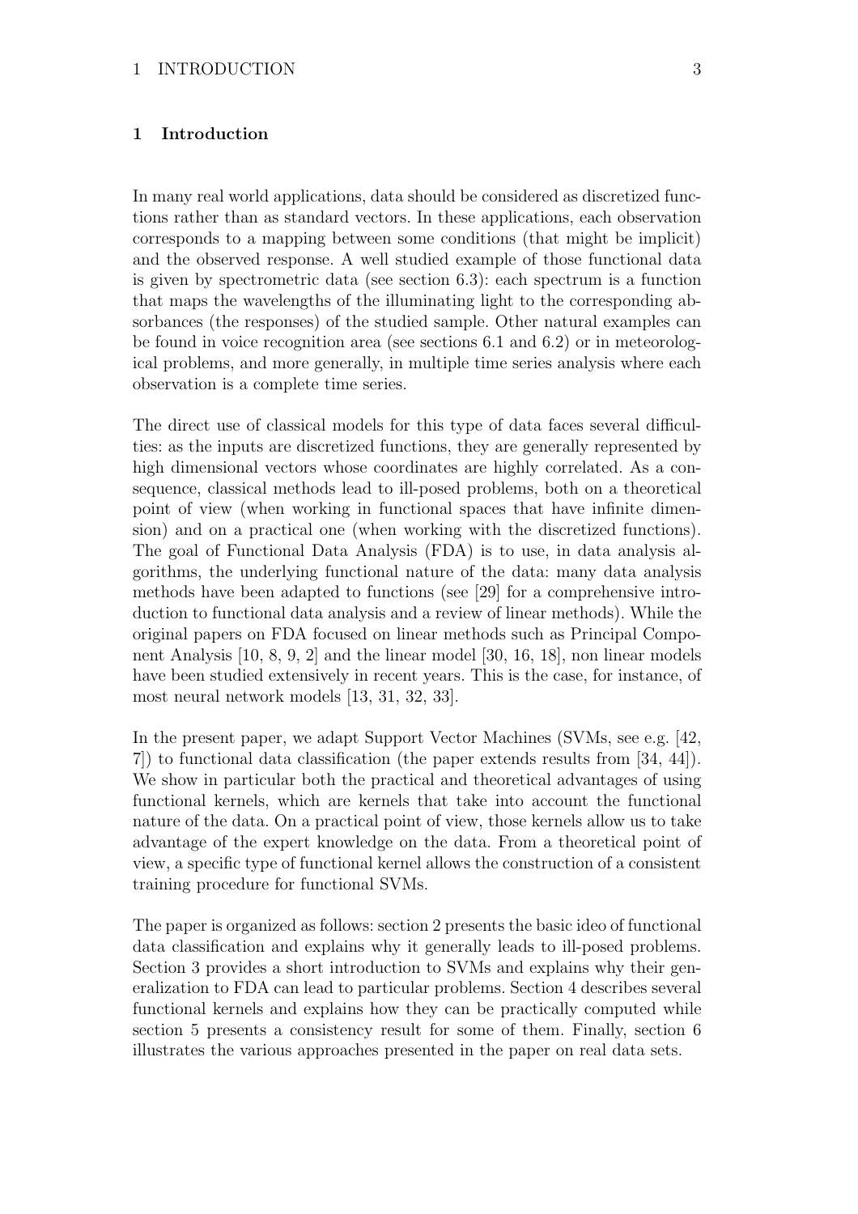# 1 Introduction

In many real world applications, data should be considered as discretized functions rather than as standard vectors. In these applications, each observation corresponds to a mapping between some conditions (that might be implicit) and the observed response. A well studied example of those functional data is given by spectrometric data (see section 6.3): each spectrum is a function that maps the wavelengths of the illuminating light to the corresponding absorbances (the responses) of the studied sample. Other natural examples can be found in voice recognition area (see sections 6.1 and 6.2) or in meteorological problems, and more generally, in multiple time series analysis where each observation is a complete time series.

The direct use of classical models for this type of data faces several difficulties: as the inputs are discretized functions, they are generally represented by high dimensional vectors whose coordinates are highly correlated. As a consequence, classical methods lead to ill-posed problems, both on a theoretical point of view (when working in functional spaces that have infinite dimension) and on a practical one (when working with the discretized functions). The goal of Functional Data Analysis (FDA) is to use, in data analysis algorithms, the underlying functional nature of the data: many data analysis methods have been adapted to functions (see [29] for a comprehensive introduction to functional data analysis and a review of linear methods). While the original papers on FDA focused on linear methods such as Principal Component Analysis [10, 8, 9, 2] and the linear model [30, 16, 18], non linear models have been studied extensively in recent years. This is the case, for instance, of most neural network models [13, 31, 32, 33].

In the present paper, we adapt Support Vector Machines (SVMs, see e.g. [42, 7]) to functional data classification (the paper extends results from [34, 44]). We show in particular both the practical and theoretical advantages of using functional kernels, which are kernels that take into account the functional nature of the data. On a practical point of view, those kernels allow us to take advantage of the expert knowledge on the data. From a theoretical point of view, a specific type of functional kernel allows the construction of a consistent training procedure for functional SVMs.

The paper is organized as follows: section 2 presents the basic ideo of functional data classification and explains why it generally leads to ill-posed problems. Section 3 provides a short introduction to SVMs and explains why their generalization to FDA can lead to particular problems. Section 4 describes several functional kernels and explains how they can be practically computed while section 5 presents a consistency result for some of them. Finally, section 6 illustrates the various approaches presented in the paper on real data sets.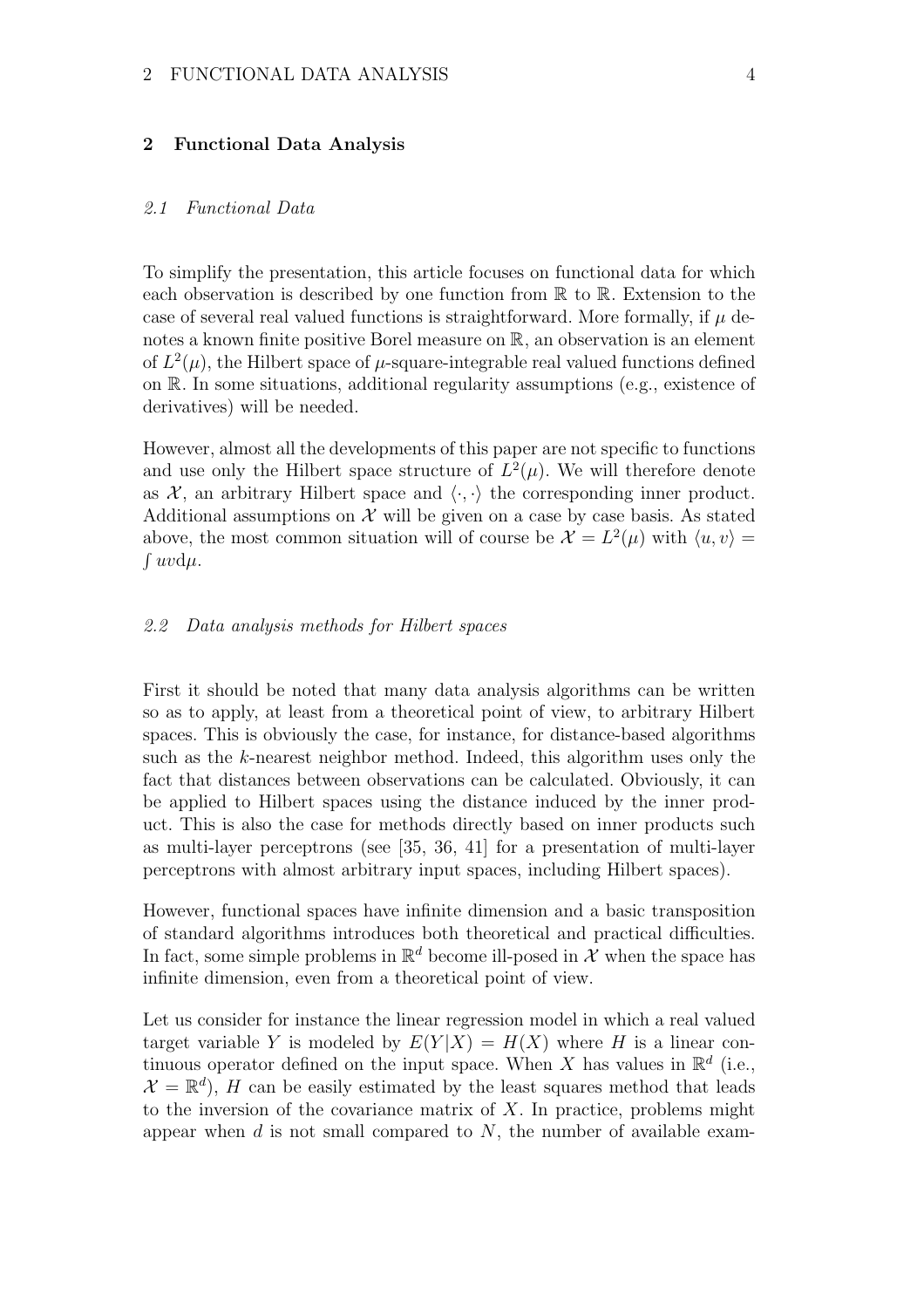## 2 Functional Data Analysis

### *2.1 Functional Data*

To simplify the presentation, this article focuses on functional data for which each observation is described by one function from $\mathbb{R}$ to $\mathbb{R}$. Extension to the case of several real valued functions is straightforward. More formally, if $\mu$ denotes a known finite positive Borel measure on $\mathbb{R}$, an observation is an element of $L^2(\mu)$, the Hilbert space of $\mu$-square-integrable real valued functions defined on $\mathbb{R}$. In some situations, additional regularity assumptions (e.g., existence of derivatives) will be needed.

However, almost all the developments of this paper are not specific to functions and use only the Hilbert space structure of $L^2(\mu)$. We will therefore denote as $\mathcal{X}$, an arbitrary Hilbert space and $\langle \cdot, \cdot \rangle$ the corresponding inner product. Additional assumptions on $\mathcal{X}$ will be given on a case by case basis. As stated above, the most common situation will of course be $\mathcal{X} = L^2(\mu)$ with $\langle u, v \rangle = \int uv \mathrm{d}\mu$.

### *2.2 Data analysis methods for Hilbert spaces*

First it should be noted that many data analysis algorithms can be written so as to apply, at least from a theoretical point of view, to arbitrary Hilbert spaces. This is obviously the case, for instance, for distance-based algorithms such as the $k$-nearest neighbor method. Indeed, this algorithm uses only the fact that distances between observations can be calculated. Obviously, it can be applied to Hilbert spaces using the distance induced by the inner product. This is also the case for methods directly based on inner products such as multi-layer perceptrons (see [35, 36, 41] for a presentation of multi-layer perceptrons with almost arbitrary input spaces, including Hilbert spaces).

However, functional spaces have infinite dimension and a basic transposition of standard algorithms introduces both theoretical and practical difficulties. In fact, some simple problems in $\mathbb{R}^d$ become ill-posed in $\mathcal{X}$ when the space has infinite dimension, even from a theoretical point of view.

Let us consider for instance the linear regression model in which a real valued target variable $Y$ is modeled by $E(Y|X) = H(X)$ where $H$ is a linear continuous operator defined on the input space. When $X$ has values in $\mathbb{R}^d$ (i.e., $\mathcal{X} = \mathbb{R}^d$), $H$ can be easily estimated by the least squares method that leads to the inversion of the covariance matrix of $X$. In practice, problems might appear when $d$ is not small compared to $N$, the number of available exam-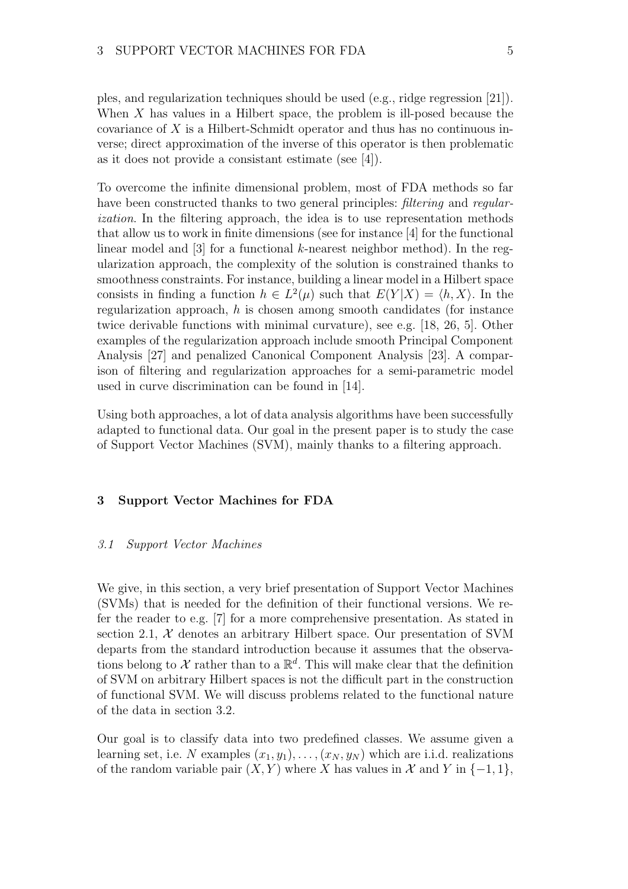ples, and regularization techniques should be used (e.g., ridge regression [21]). When $X$ has values in a Hilbert space, the problem is ill-posed because the covariance of $X$ is a Hilbert-Schmidt operator and thus has no continuous inverse; direct approximation of the inverse of this operator is then problematic as it does not provide a consistant estimate (see [4]).

To overcome the infinite dimensional problem, most of FDA methods so far have been constructed thanks to two general principles: *filtering* and *regularization*. In the filtering approach, the idea is to use representation methods that allow us to work in finite dimensions (see for instance [4] for the functional linear model and [3] for a functional $k$-nearest neighbor method). In the regularization approach, the complexity of the solution is constrained thanks to smoothness constraints. For instance, building a linear model in a Hilbert space consists in finding a function $h \in L^2(\mu)$ such that $E(Y|X) = \langle h, X \rangle$. In the regularization approach, $h$ is chosen among smooth candidates (for instance twice derivable functions with minimal curvature), see e.g. [18, 26, 5]. Other examples of the regularization approach include smooth Principal Component Analysis [27] and penalized Canonical Component Analysis [23]. A comparison of filtering and regularization approaches for a semi-parametric model used in curve discrimination can be found in [14].

Using both approaches, a lot of data analysis algorithms have been successfully adapted to functional data. Our goal in the present paper is to study the case of Support Vector Machines (SVM), mainly thanks to a filtering approach.

## 3 Support Vector Machines for FDA

### 3.1 Support Vector Machines

We give, in this section, a very brief presentation of Support Vector Machines (SVMs) that is needed for the definition of their functional versions. We refer the reader to e.g. [7] for a more comprehensive presentation. As stated in section 2.1, $\mathcal{X}$ denotes an arbitrary Hilbert space. Our presentation of SVM departs from the standard introduction because it assumes that the observations belong to $\mathcal{X}$ rather than to a $\mathbb{R}^d$. This will make clear that the definition of SVM on arbitrary Hilbert spaces is not the difficult part in the construction of functional SVM. We will discuss problems related to the functional nature of the data in section 3.2.

Our goal is to classify data into two predefined classes. We assume given a learning set, i.e. $N$ examples $(x_1, y_1), \dots, (x_N, y_N)$ which are i.i.d. realizations of the random variable pair $(X, Y)$ where $X$ has values in $\mathcal{X}$ and $Y$ in $\{-1, 1\}$,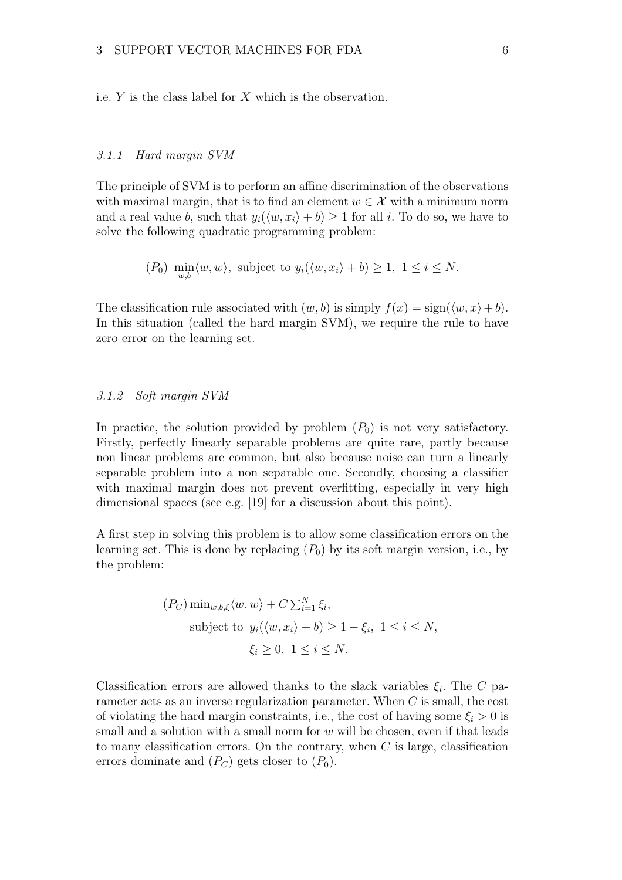i.e. $Y$ is the class label for $X$ which is the observation.

#### *3.1.1 Hard margin SVM*

The principle of SVM is to perform an affine discrimination of the observations with maximal margin, that is to find an element $w \in \mathcal{X}$ with a minimum norm and a real value $b$, such that $y_i(\langle w, x_i \rangle + b) \geq 1$ for all $i$. To do so, we have to solve the following quadratic programming problem:

$$(P_0)\ \min_{w,b} \langle w, w \rangle, \text{ subject to } y_i(\langle w, x_i \rangle + b) \geq 1,\ 1 \leq i \leq N.$$

The classification rule associated with $(w, b)$ is simply $f(x) = \text{sign}(\langle w, x \rangle + b)$. In this situation (called the hard margin SVM), we require the rule to have zero error on the learning set.

#### *3.1.2 Soft margin SVM*

In practice, the solution provided by problem $(P_0)$ is not very satisfactory. Firstly, perfectly linearly separable problems are quite rare, partly because non linear problems are common, but also because noise can turn a linearly separable problem into a non separable one. Secondly, choosing a classifier with maximal margin does not prevent overfitting, especially in very high dimensional spaces (see e.g. [19] for a discussion about this point).

A first step in solving this problem is to allow some classification errors on the learning set. This is done by replacing $(P_0)$ by its soft margin version, i.e., by the problem:

$$
\begin{aligned}
(P_C)\ \min_{w,b,\xi} &\langle w, w \rangle + C \textstyle\sum_{i=1}^{N} \xi_i, \\
\text{subject to } &y_i(\langle w, x_i \rangle + b) \geq 1 - \xi_i,\ 1 \leq i \leq N, \\
&\xi_i \geq 0,\ 1 \leq i \leq N.
\end{aligned}
$$

Classification errors are allowed thanks to the slack variables $\xi_i$. The $C$ parameter acts as an inverse regularization parameter. When $C$ is small, the cost of violating the hard margin constraints, i.e., the cost of having some $\xi_i > 0$ is small and a solution with a small norm for $w$ will be chosen, even if that leads to many classification errors. On the contrary, when $C$ is large, classification errors dominate and $(P_C)$ gets closer to $(P_0)$.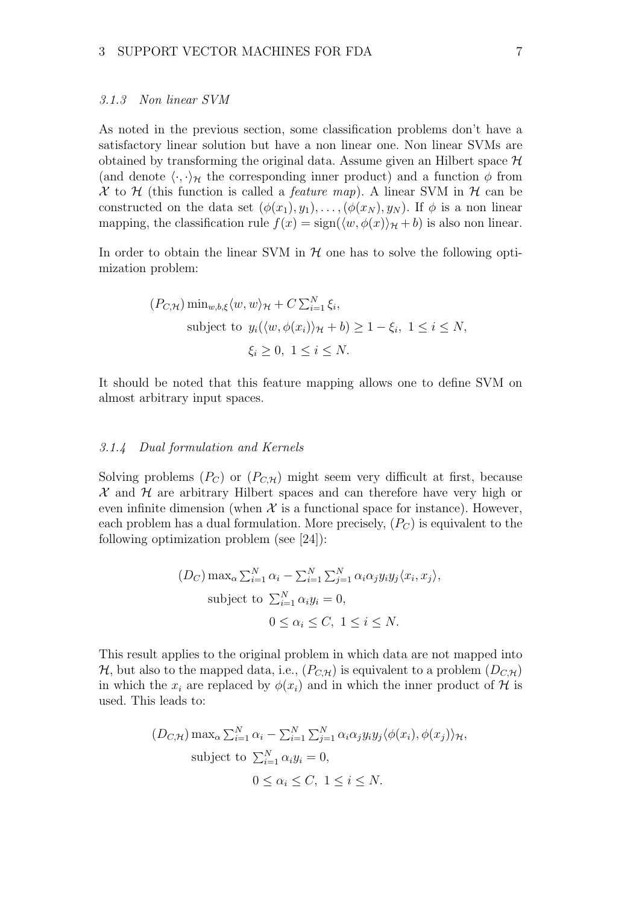### 3.1.3 Non linear SVM

As noted in the previous section, some classification problems don't have a satisfactory linear solution but have a non linear one. Non linear SVMs are obtained by transforming the original data. Assume given an Hilbert space $\mathcal{H}$ (and denote $\langle \cdot, \cdot \rangle_{\mathcal{H}}$ the corresponding inner product) and a function $\phi$ from $\mathcal{X}$ to $\mathcal{H}$ (this function is called a *feature map*). A linear SVM in $\mathcal{H}$ can be constructed on the data set $(\phi(x_1), y_1), \ldots, (\phi(x_N), y_N)$. If $\phi$ is a non linear mapping, the classification rule $f(x) = \text{sign}(\langle w, \phi(x) \rangle_{\mathcal{H}} + b)$ is also non linear.

In order to obtain the linear SVM in $\mathcal{H}$ one has to solve the following optimization problem:

$$
\begin{aligned}
(P_{C,\mathcal{H}}) \ & \min_{w,b,\xi} \langle w, w \rangle_{\mathcal{H}} + C \textstyle\sum_{i=1}^{N} \xi_i, \\
& \text{subject to } \ y_i(\langle w, \phi(x_i) \rangle_{\mathcal{H}} + b) \geq 1 - \xi_i, \ 1 \leq i \leq N, \\
& \xi_i \geq 0, \ 1 \leq i \leq N.
\end{aligned}
$$

It should be noted that this feature mapping allows one to define SVM on almost arbitrary input spaces.

### 3.1.4 Dual formulation and Kernels

Solving problems $(P_C)$ or $(P_{C,\mathcal{H}})$ might seem very difficult at first, because $\mathcal{X}$ and $\mathcal{H}$ are arbitrary Hilbert spaces and can therefore have very high or even infinite dimension (when $\mathcal{X}$ is a functional space for instance). However, each problem has a dual formulation. More precisely, $(P_C)$ is equivalent to the following optimization problem (see [24]):

$$
\begin{aligned}
(D_C) \ & \max_{\alpha} \textstyle\sum_{i=1}^{N} \alpha_i - \sum_{i=1}^{N} \sum_{j=1}^{N} \alpha_i \alpha_j y_i y_j \langle x_i, x_j \rangle, \\
& \text{subject to } \ \textstyle\sum_{i=1}^{N} \alpha_i y_i = 0, \\
& 0 \leq \alpha_i \leq C, \ 1 \leq i \leq N.
\end{aligned}
$$

This result applies to the original problem in which data are not mapped into $\mathcal{H}$, but also to the mapped data, i.e., $(P_{C,\mathcal{H}})$ is equivalent to a problem $(D_{C,\mathcal{H}})$ in which the $x_i$ are replaced by $\phi(x_i)$ and in which the inner product of $\mathcal{H}$ is used. This leads to:

$$
\begin{aligned}
(D_{C,\mathcal{H}}) \ & \max_{\alpha} \textstyle\sum_{i=1}^{N} \alpha_i - \sum_{i=1}^{N} \sum_{j=1}^{N} \alpha_i \alpha_j y_i y_j \langle \phi(x_i), \phi(x_j) \rangle_{\mathcal{H}}, \\
& \text{subject to } \ \textstyle\sum_{i=1}^{N} \alpha_i y_i = 0, \\
& 0 \leq \alpha_i \leq C, \ 1 \leq i \leq N.
\end{aligned}
$$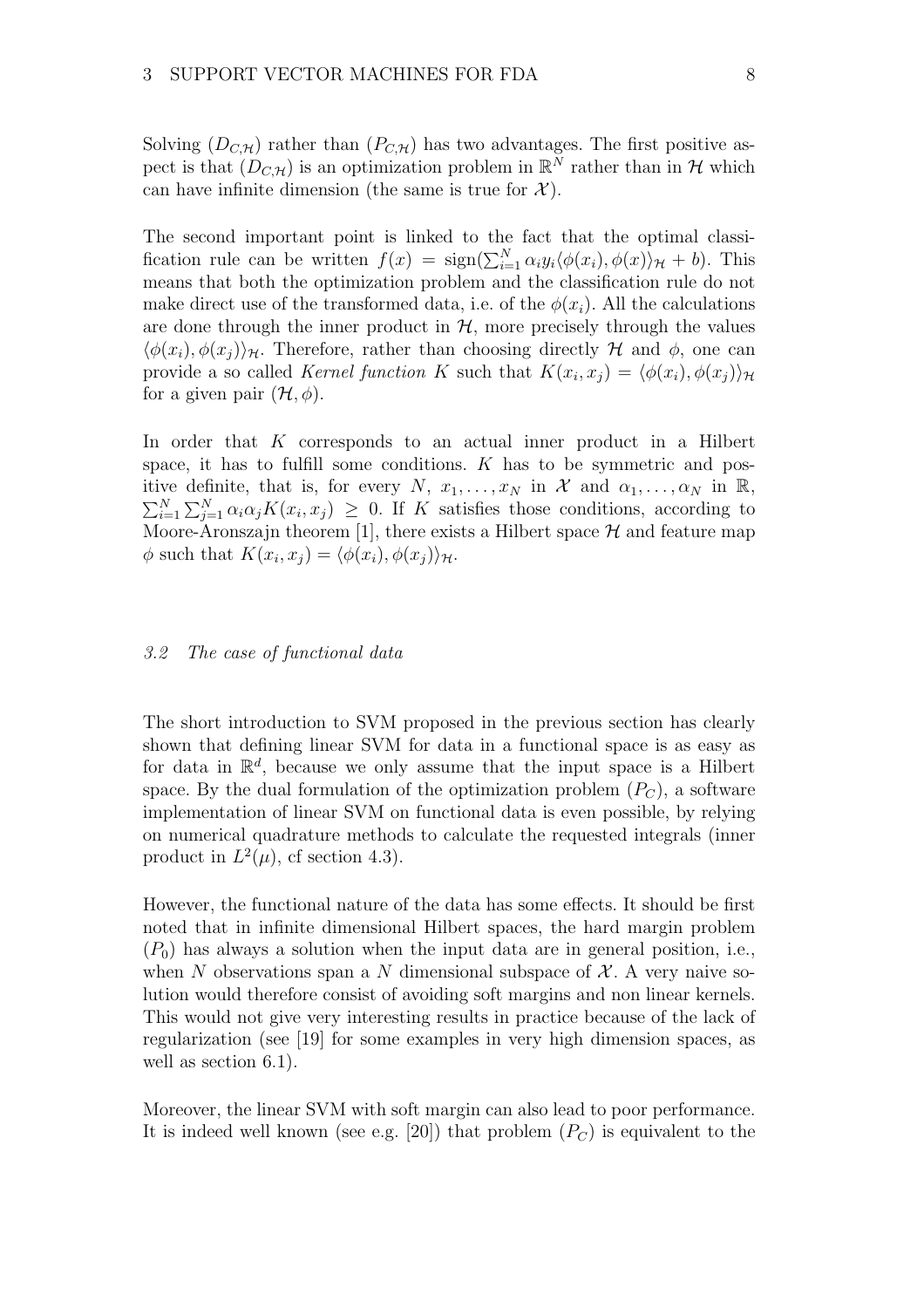Solving $(D_{C,\mathcal{H}})$ rather than $(P_{C,\mathcal{H}})$ has two advantages. The first positive aspect is that $(D_{C,\mathcal{H}})$ is an optimization problem in $\mathbb{R}^N$ rather than in $\mathcal{H}$ which can have infinite dimension (the same is true for $\mathcal{X}$).

The second important point is linked to the fact that the optimal classification rule can be written $f(x) = \text{sign}(\sum_{i=1}^N \alpha_i y_i \langle \phi(x_i), \phi(x) \rangle_{\mathcal{H}} + b)$. This means that both the optimization problem and the classification rule do not make direct use of the transformed data, i.e. of the $\phi(x_i)$. All the calculations are done through the inner product in $\mathcal{H}$, more precisely through the values $\langle \phi(x_i), \phi(x_j) \rangle_{\mathcal{H}}$. Therefore, rather than choosing directly $\mathcal{H}$ and $\phi$, one can provide a so called *Kernel function* $K$ such that $K(x_i, x_j) = \langle \phi(x_i), \phi(x_j) \rangle_{\mathcal{H}}$ for a given pair $(\mathcal{H}, \phi)$.

In order that $K$ corresponds to an actual inner product in a Hilbert space, it has to fulfill some conditions. $K$ has to be symmetric and positive definite, that is, for every $N$, $x_1, \ldots, x_N$ in $\mathcal{X}$ and $\alpha_1, \ldots, \alpha_N$ in $\mathbb{R}$, $\sum_{i=1}^N \sum_{j=1}^N \alpha_i \alpha_j K(x_i, x_j) \geq 0$. If $K$ satisfies those conditions, according to Moore-Aronszajn theorem [1], there exists a Hilbert space $\mathcal{H}$ and feature map $\phi$ such that $K(x_i, x_j) = \langle \phi(x_i), \phi(x_j) \rangle_{\mathcal{H}}$.

### *3.2 The case of functional data*

The short introduction to SVM proposed in the previous section has clearly shown that defining linear SVM for data in a functional space is as easy as for data in $\mathbb{R}^d$, because we only assume that the input space is a Hilbert space. By the dual formulation of the optimization problem $(P_C)$, a software implementation of linear SVM on functional data is even possible, by relying on numerical quadrature methods to calculate the requested integrals (inner product in $L^2(\mu)$, cf section 4.3).

However, the functional nature of the data has some effects. It should be first noted that in infinite dimensional Hilbert spaces, the hard margin problem $(P_0)$ has always a solution when the input data are in general position, i.e., when $N$ observations span a $N$ dimensional subspace of $\mathcal{X}$. A very naive solution would therefore consist of avoiding soft margins and non linear kernels. This would not give very interesting results in practice because of the lack of regularization (see [19] for some examples in very high dimension spaces, as well as section 6.1).

Moreover, the linear SVM with soft margin can also lead to poor performance. It is indeed well known (see e.g. [20]) that problem $(P_C)$ is equivalent to the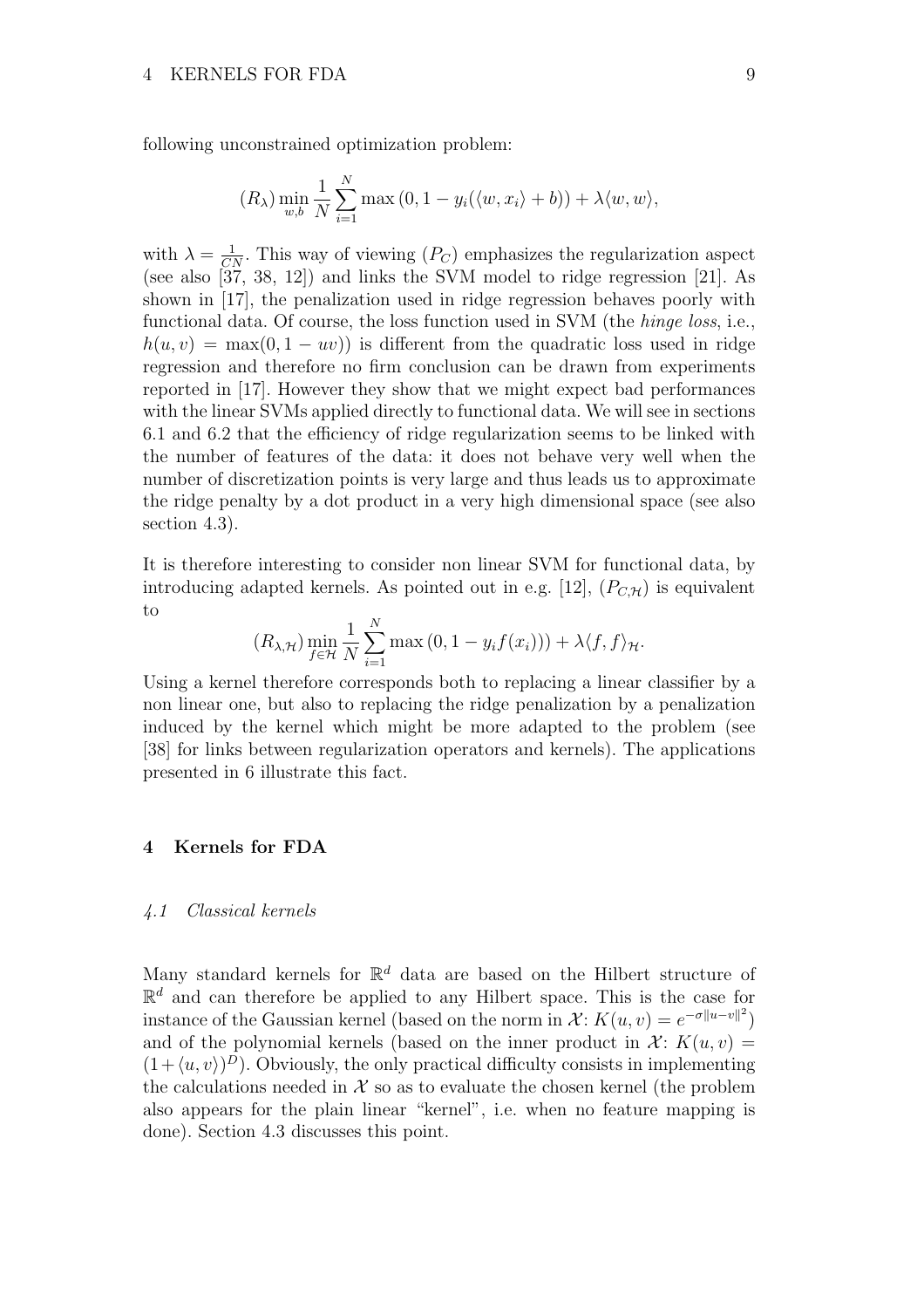following unconstrained optimization problem:

$$(R_\lambda) \min_{w,b} \frac{1}{N} \sum_{i=1}^{N} \max\left(0, 1 - y_i(\langle w, x_i \rangle + b)\right) + \lambda \langle w, w \rangle,$$

with $\lambda = \frac{1}{CN}$. This way of viewing $(P_C)$ emphasizes the regularization aspect (see also [37, 38, 12]) and links the SVM model to ridge regression [21]. As shown in [17], the penalization used in ridge regression behaves poorly with functional data. Of course, the loss function used in SVM (the *hinge loss*, i.e., $h(u, v) = \max(0, 1 - uv)$) is different from the quadratic loss used in ridge regression and therefore no firm conclusion can be drawn from experiments reported in [17]. However they show that we might expect bad performances with the linear SVMs applied directly to functional data. We will see in sections 6.1 and 6.2 that the efficiency of ridge regularization seems to be linked with the number of features of the data: it does not behave very well when the number of discretization points is very large and thus leads us to approximate the ridge penalty by a dot product in a very high dimensional space (see also section 4.3).

It is therefore interesting to consider non linear SVM for functional data, by introducing adapted kernels. As pointed out in e.g. [12], $(P_{C,\mathcal{H}})$ is equivalent to

$$(R_{\lambda,\mathcal{H}}) \min_{f \in \mathcal{H}} \frac{1}{N} \sum_{i=1}^{N} \max\left(0, 1 - y_i f(x_i)\right)) + \lambda \langle f, f \rangle_{\mathcal{H}}.$$

Using a kernel therefore corresponds both to replacing a linear classifier by a non linear one, but also to replacing the ridge penalization by a penalization induced by the kernel which might be more adapted to the problem (see [38] for links between regularization operators and kernels). The applications presented in 6 illustrate this fact.

## 4 Kernels for FDA

### *4.1 Classical kernels*

Many standard kernels for $\mathbb{R}^d$ data are based on the Hilbert structure of $\mathbb{R}^d$ and can therefore be applied to any Hilbert space. This is the case for instance of the Gaussian kernel (based on the norm in $\mathcal{X}$: $K(u, v) = e^{-\sigma \|u-v\|^2}$) and of the polynomial kernels (based on the inner product in $\mathcal{X}$: $K(u, v) = (1 + \langle u, v \rangle)^D$). Obviously, the only practical difficulty consists in implementing the calculations needed in $\mathcal{X}$ so as to evaluate the chosen kernel (the problem also appears for the plain linear "kernel", i.e. when no feature mapping is done). Section 4.3 discusses this point.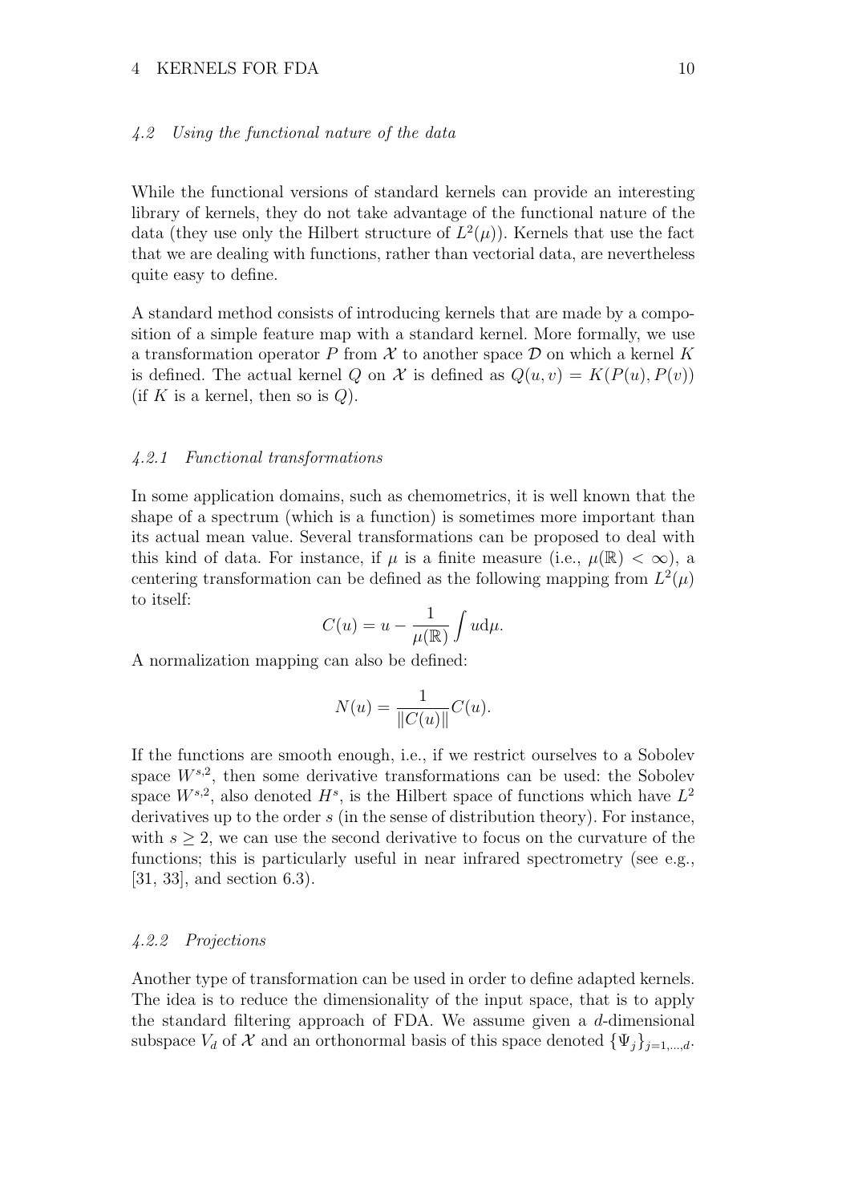### 4.2 Using the functional nature of the data

While the functional versions of standard kernels can provide an interesting library of kernels, they do not take advantage of the functional nature of the data (they use only the Hilbert structure of $L^2(\mu)$). Kernels that use the fact that we are dealing with functions, rather than vectorial data, are nevertheless quite easy to define.

A standard method consists of introducing kernels that are made by a composition of a simple feature map with a standard kernel. More formally, we use a transformation operator $P$ from $\mathcal{X}$ to another space $\mathcal{D}$ on which a kernel $K$ is defined. The actual kernel $Q$ on $\mathcal{X}$ is defined as $Q(u, v) = K(P(u), P(v))$ (if $K$ is a kernel, then so is $Q$).

#### 4.2.1 Functional transformations

In some application domains, such as chemometrics, it is well known that the shape of a spectrum (which is a function) is sometimes more important than its actual mean value. Several transformations can be proposed to deal with this kind of data. For instance, if $\mu$ is a finite measure (i.e., $\mu(\mathbb{R}) < \infty$), a centering transformation can be defined as the following mapping from $L^2(\mu)$ to itself:

$$C(u) = u - \frac{1}{\mu(\mathbb{R})} \int u \mathrm{d}\mu.$$

A normalization mapping can also be defined:

$$N(u) = \frac{1}{\|C(u)\|} C(u).$$

If the functions are smooth enough, i.e., if we restrict ourselves to a Sobolev space $W^{s,2}$, then some derivative transformations can be used: the Sobolev space $W^{s,2}$, also denoted $H^s$, is the Hilbert space of functions which have $L^2$ derivatives up to the order $s$ (in the sense of distribution theory). For instance, with $s \geq 2$, we can use the second derivative to focus on the curvature of the functions; this is particularly useful in near infrared spectrometry (see e.g., [31, 33], and section 6.3).

#### 4.2.2 Projections

Another type of transformation can be used in order to define adapted kernels. The idea is to reduce the dimensionality of the input space, that is to apply the standard filtering approach of FDA. We assume given a $d$-dimensional subspace $V_d$ of $\mathcal{X}$ and an orthonormal basis of this space denoted $\{\Psi_j\}_{j=1,\ldots,d}$.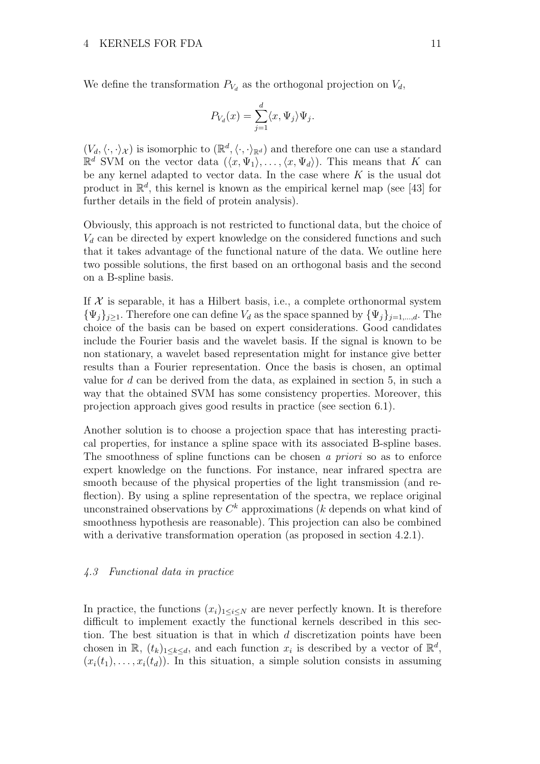We define the transformation $P_{V_d}$ as the orthogonal projection on $V_d$,

$$P_{V_d}(x) = \sum_{j=1}^{d} \langle x, \Psi_j \rangle \Psi_j.$$

$(V_d, \langle \cdot, \cdot \rangle_{\mathcal{X}})$ is isomorphic to $(\mathbb{R}^d, \langle \cdot, \cdot \rangle_{\mathbb{R}^d})$ and therefore one can use a standard $\mathbb{R}^d$ SVM on the vector data $(\langle x, \Psi_1 \rangle, \ldots, \langle x, \Psi_d \rangle)$. This means that $K$ can be any kernel adapted to vector data. In the case where $K$ is the usual dot product in $\mathbb{R}^d$, this kernel is known as the empirical kernel map (see [43] for further details in the field of protein analysis).

Obviously, this approach is not restricted to functional data, but the choice of $V_d$ can be directed by expert knowledge on the considered functions and such that it takes advantage of the functional nature of the data. We outline here two possible solutions, the first based on an orthogonal basis and the second on a B-spline basis.

If $\mathcal{X}$ is separable, it has a Hilbert basis, i.e., a complete orthonormal system $\{\Psi_j\}_{j\geq 1}$. Therefore one can define $V_d$ as the space spanned by $\{\Psi_j\}_{j=1,\ldots,d}$. The choice of the basis can be based on expert considerations. Good candidates include the Fourier basis and the wavelet basis. If the signal is known to be non stationary, a wavelet based representation might for instance give better results than a Fourier representation. Once the basis is chosen, an optimal value for $d$ can be derived from the data, as explained in section 5, in such a way that the obtained SVM has some consistency properties. Moreover, this projection approach gives good results in practice (see section 6.1).

Another solution is to choose a projection space that has interesting practical properties, for instance a spline space with its associated B-spline bases. The smoothness of spline functions can be chosen *a priori* so as to enforce expert knowledge on the functions. For instance, near infrared spectra are smooth because of the physical properties of the light transmission (and reflection). By using a spline representation of the spectra, we replace original unconstrained observations by $C^k$ approximations ($k$ depends on what kind of smoothness hypothesis are reasonable). This projection can also be combined with a derivative transformation operation (as proposed in section 4.2.1).

### *4.3 Functional data in practice*

In practice, the functions $(x_i)_{1\leq i\leq N}$ are never perfectly known. It is therefore difficult to implement exactly the functional kernels described in this section. The best situation is that in which $d$ discretization points have been chosen in $\mathbb{R}$, $(t_k)_{1\leq k\leq d}$, and each function $x_i$ is described by a vector of $\mathbb{R}^d$, $(x_i(t_1), \ldots, x_i(t_d))$. In this situation, a simple solution consists in assuming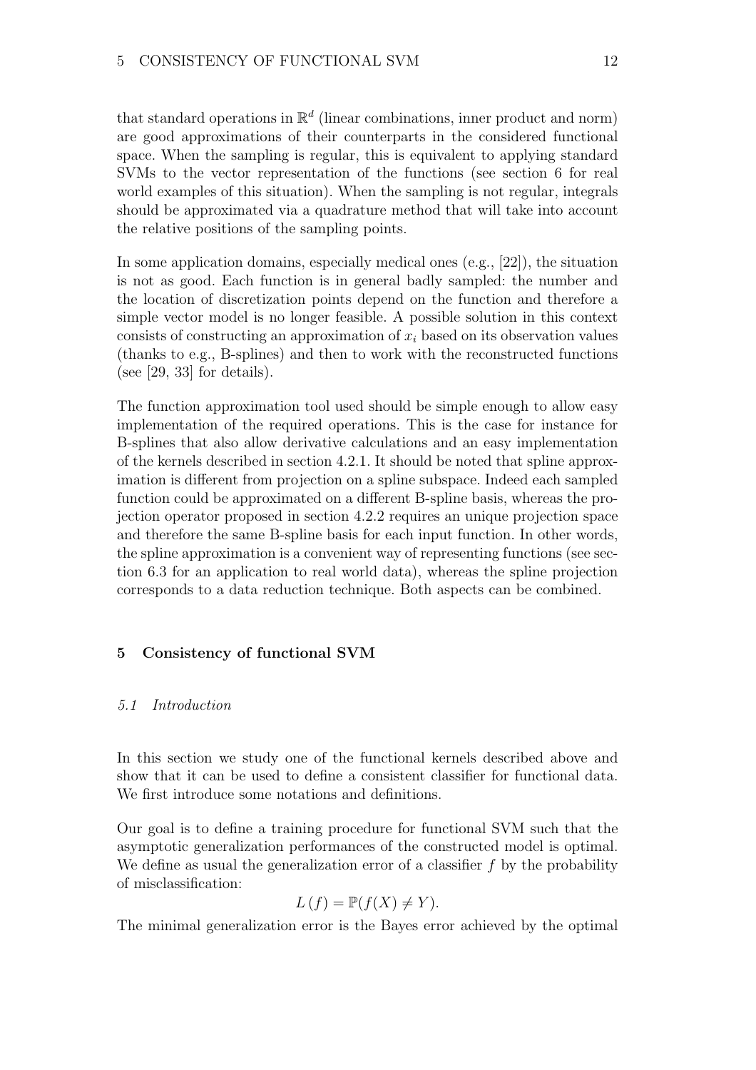that standard operations in $\mathbb{R}^d$ (linear combinations, inner product and norm) are good approximations of their counterparts in the considered functional space. When the sampling is regular, this is equivalent to applying standard SVMs to the vector representation of the functions (see section 6 for real world examples of this situation). When the sampling is not regular, integrals should be approximated via a quadrature method that will take into account the relative positions of the sampling points.

In some application domains, especially medical ones (e.g., [22]), the situation is not as good. Each function is in general badly sampled: the number and the location of discretization points depend on the function and therefore a simple vector model is no longer feasible. A possible solution in this context consists of constructing an approximation of $x_i$ based on its observation values (thanks to e.g., B-splines) and then to work with the reconstructed functions (see [29, 33] for details).

The function approximation tool used should be simple enough to allow easy implementation of the required operations. This is the case for instance for B-splines that also allow derivative calculations and an easy implementation of the kernels described in section 4.2.1. It should be noted that spline approximation is different from projection on a spline subspace. Indeed each sampled function could be approximated on a different B-spline basis, whereas the projection operator proposed in section 4.2.2 requires an unique projection space and therefore the same B-spline basis for each input function. In other words, the spline approximation is a convenient way of representing functions (see section 6.3 for an application to real world data), whereas the spline projection corresponds to a data reduction technique. Both aspects can be combined.

## 5 Consistency of functional SVM

### *5.1 Introduction*

In this section we study one of the functional kernels described above and show that it can be used to define a consistent classifier for functional data. We first introduce some notations and definitions.

Our goal is to define a training procedure for functional SVM such that the asymptotic generalization performances of the constructed model is optimal. We define as usual the generalization error of a classifier $f$ by the probability of misclassification:

$$L(f) = \mathbb{P}(f(X) \neq Y).$$

The minimal generalization error is the Bayes error achieved by the optimal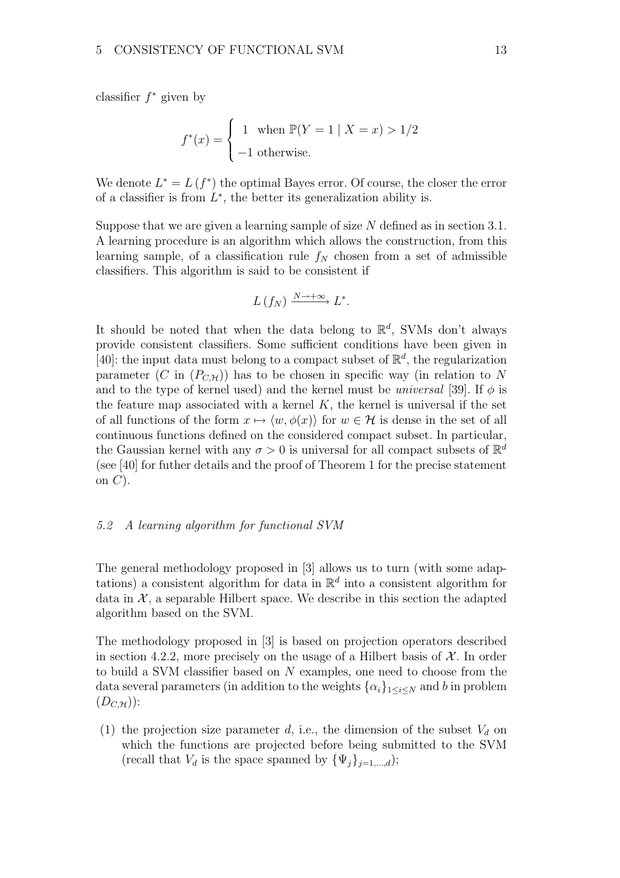classifier $f^*$ given by

$$f^*(x) = \begin{cases} 1 & \text{when } \mathbb{P}(Y = 1 \mid X = x) > 1/2 \\ -1 & \text{otherwise.} \end{cases}$$

We denote $L^* = L(f^*)$ the optimal Bayes error. Of course, the closer the error of a classifier is from $L^*$, the better its generalization ability is.

Suppose that we are given a learning sample of size $N$ defined as in section 3.1. A learning procedure is an algorithm which allows the construction, from this learning sample, of a classification rule $f_N$ chosen from a set of admissible classifiers. This algorithm is said to be consistent if

$$L(f_N) \xrightarrow{N \to +\infty} L^*.$$

It should be noted that when the data belong to $\mathbb{R}^d$, SVMs don't always provide consistent classifiers. Some sufficient conditions have been given in [40]: the input data must belong to a compact subset of $\mathbb{R}^d$, the regularization parameter ($C$ in $(P_{C,\mathcal{H}})$) has to be chosen in specific way (in relation to $N$ and to the type of kernel used) and the kernel must be *universal* [39]. If $\phi$ is the feature map associated with a kernel $K$, the kernel is universal if the set of all functions of the form $x \mapsto \langle w, \phi(x) \rangle$ for $w \in \mathcal{H}$ is dense in the set of all continuous functions defined on the considered compact subset. In particular, the Gaussian kernel with any $\sigma > 0$ is universal for all compact subsets of $\mathbb{R}^d$ (see [40] for futher details and the proof of Theorem 1 for the precise statement on $C$).

### *5.2 A learning algorithm for functional SVM*

The general methodology proposed in [3] allows us to turn (with some adaptations) a consistent algorithm for data in $\mathbb{R}^d$ into a consistent algorithm for data in $\mathcal{X}$, a separable Hilbert space. We describe in this section the adapted algorithm based on the SVM.

The methodology proposed in [3] is based on projection operators described in section 4.2.2, more precisely on the usage of a Hilbert basis of $\mathcal{X}$. In order to build a SVM classifier based on $N$ examples, one need to choose from the data several parameters (in addition to the weights $\{\alpha_i\}_{1 \le i \le N}$ and $b$ in problem $(D_{C,\mathcal{H}})$):

(1) the projection size parameter $d$, i.e., the dimension of the subset $V_d$ on which the functions are projected before being submitted to the SVM (recall that $V_d$ is the space spanned by $\{\Psi_j\}_{j=1,\dots,d}$);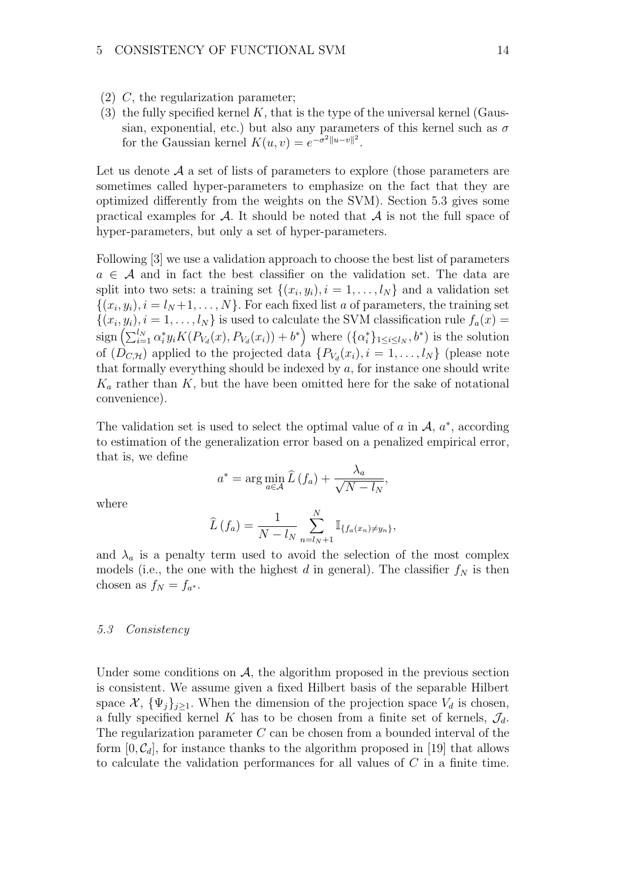(2) $C$, the regularization parameter;
(3) the fully specified kernel $K$, that is the type of the universal kernel (Gaussian, exponential, etc.) but also any parameters of this kernel such as $\sigma$ for the Gaussian kernel $K(u, v) = e^{-\sigma^2 \|u-v\|^2}$.

Let us denote $\mathcal{A}$ a set of lists of parameters to explore (those parameters are sometimes called hyper-parameters to emphasize on the fact that they are optimized differently from the weights on the SVM). Section 5.3 gives some practical examples for $\mathcal{A}$. It should be noted that $\mathcal{A}$ is not the full space of hyper-parameters, but only a set of hyper-parameters.

Following [3] we use a validation approach to choose the best list of parameters $a \in \mathcal{A}$ and in fact the best classifier on the validation set. The data are split into two sets: a training set $\{(x_i, y_i), i = 1, \dots, l_N\}$ and a validation set $\{(x_i, y_i), i = l_N + 1, \dots, N\}$. For each fixed list $a$ of parameters, the training set $\{(x_i, y_i), i = 1, \dots, l_N\}$ is used to calculate the SVM classification rule $f_a(x) = \text{sign}\left(\sum_{i=1}^{l_N} \alpha_i^* y_i K(P_{V_d}(x), P_{V_d}(x_i)) + b^*\right)$ where $(\{\alpha_i^*\}_{1 \leq i \leq l_N}, b^*)$ is the solution of $(D_{C,\mathcal{H}})$ applied to the projected data $\{P_{V_d}(x_i), i = 1, \dots, l_N\}$ (please note that formally everything should be indexed by $a$, for instance one should write $K_a$ rather than $K$, but the have been omitted here for the sake of notational convenience).

The validation set is used to select the optimal value of $a$ in $\mathcal{A}$, $a^*$, according to estimation of the generalization error based on a penalized empirical error, that is, we define

$$a^* = \arg\min_{a \in \mathcal{A}} \widehat{L}(f_a) + \frac{\lambda_a}{\sqrt{N - l_N}},$$

where

$$\widehat{L}(f_a) = \frac{1}{N - l_N} \sum_{n=l_N+1}^{N} \mathbb{I}_{\{f_a(x_n) \neq y_n\}},$$

and $\lambda_a$ is a penalty term used to avoid the selection of the most complex models (i.e., the one with the highest $d$ in general). The classifier $f_N$ is then chosen as $f_N = f_{a^*}$.

### *5.3 Consistency*

Under some conditions on $\mathcal{A}$, the algorithm proposed in the previous section is consistent. We assume given a fixed Hilbert basis of the separable Hilbert space $\mathcal{X}$, $\{\Psi_j\}_{j \geq 1}$. When the dimension of the projection space $V_d$ is chosen, a fully specified kernel $K$ has to be chosen from a finite set of kernels, $\mathcal{J}_d$. The regularization parameter $C$ can be chosen from a bounded interval of the form $[0, \mathcal{C}_d]$, for instance thanks to the algorithm proposed in [19] that allows to calculate the validation performances for all values of $C$ in a finite time.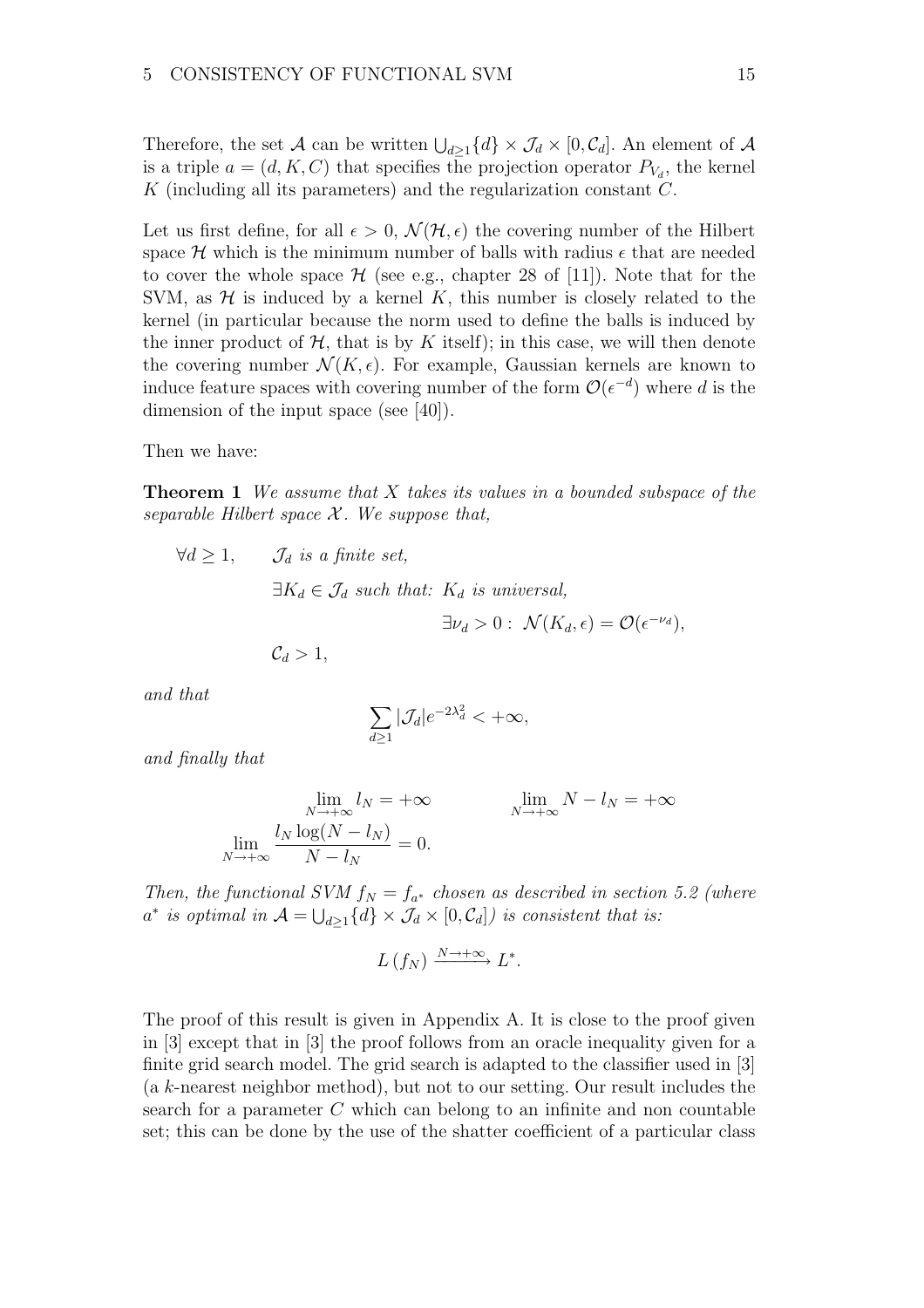Therefore, the set $\mathcal{A}$ can be written $\bigcup_{d\geq 1}\{d\} \times \mathcal{J}_d \times [0, \mathcal{C}_d]$. An element of $\mathcal{A}$ is a triple $a = (d, K, C)$ that specifies the projection operator $P_{V_d}$, the kernel $K$ (including all its parameters) and the regularization constant $C$.

Let us first define, for all $\epsilon > 0$, $\mathcal{N}(\mathcal{H}, \epsilon)$ the covering number of the Hilbert space $\mathcal{H}$ which is the minimum number of balls with radius $\epsilon$ that are needed to cover the whole space $\mathcal{H}$ (see e.g., chapter 28 of [11]). Note that for the SVM, as $\mathcal{H}$ is induced by a kernel $K$, this number is closely related to the kernel (in particular because the norm used to define the balls is induced by the inner product of $\mathcal{H}$, that is by $K$ itself); in this case, we will then denote the covering number $\mathcal{N}(K, \epsilon)$. For example, Gaussian kernels are known to induce feature spaces with covering number of the form $\mathcal{O}(\epsilon^{-d})$ where $d$ is the dimension of the input space (see [40]).

Then we have:

**Theorem 1** *We assume that $X$ takes its values in a bounded subspace of the separable Hilbert space $\mathcal{X}$. We suppose that,*

$$
\begin{aligned}
\forall d \geq 1, \qquad & \mathcal{J}_d \text{ is a finite set,} \\
& \exists K_d \in \mathcal{J}_d \text{ such that: } K_d \text{ is universal,} \\
& \qquad\qquad \exists \nu_d > 0 : \ \mathcal{N}(K_d, \epsilon) = \mathcal{O}(\epsilon^{-\nu_d}), \\
& \mathcal{C}_d > 1,
\end{aligned}
$$

*and that*

$$
\sum_{d \geq 1} |\mathcal{J}_d| e^{-2\lambda_d^2} < +\infty,
$$

*and finally that*

$$
\lim_{N\to+\infty} l_N = +\infty \qquad\qquad \lim_{N\to+\infty} N - l_N = +\infty
$$

$$
\lim_{N\to+\infty} \frac{l_N \log(N - l_N)}{N - l_N} = 0.
$$

*Then, the functional SVM $f_N = f_{a^*}$ chosen as described in section 5.2 (where $a^*$ is optimal in $\mathcal{A} = \bigcup_{d\geq 1}\{d\} \times \mathcal{J}_d \times [0, \mathcal{C}_d]$) is consistent that is:*

$$
L\left(f_N\right) \xrightarrow{N\to+\infty} L^*.
$$

The proof of this result is given in Appendix A. It is close to the proof given in [3] except that in [3] the proof follows from an oracle inequality given for a finite grid search model. The grid search is adapted to the classifier used in [3] (a $k$-nearest neighbor method), but not to our setting. Our result includes the search for a parameter $C$ which can belong to an infinite and non countable set; this can be done by the use of the shatter coefficient of a particular class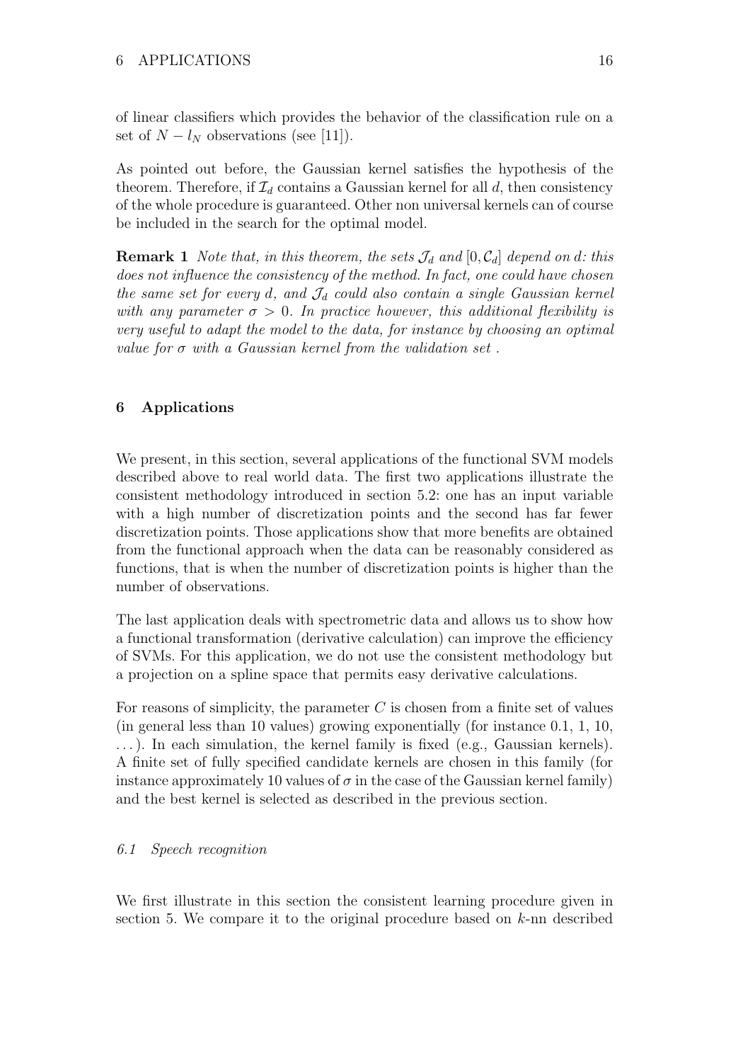of linear classifiers which provides the behavior of the classification rule on a set of $N - l_N$ observations (see [11]).

As pointed out before, the Gaussian kernel satisfies the hypothesis of the theorem. Therefore, if $\mathcal{I}_d$ contains a Gaussian kernel for all $d$, then consistency of the whole procedure is guaranteed. Other non universal kernels can of course be included in the search for the optimal model.

**Remark 1** *Note that, in this theorem, the sets $\mathcal{J}_d$ and $[0, \mathcal{C}_d]$ depend on $d$: this does not influence the consistency of the method. In fact, one could have chosen the same set for every $d$, and $\mathcal{J}_d$ could also contain a single Gaussian kernel with any parameter $\sigma > 0$. In practice however, this additional flexibility is very useful to adapt the model to the data, for instance by choosing an optimal value for $\sigma$ with a Gaussian kernel from the validation set .*

## 6 Applications

We present, in this section, several applications of the functional SVM models described above to real world data. The first two applications illustrate the consistent methodology introduced in section 5.2: one has an input variable with a high number of discretization points and the second has far fewer discretization points. Those applications show that more benefits are obtained from the functional approach when the data can be reasonably considered as functions, that is when the number of discretization points is higher than the number of observations.

The last application deals with spectrometric data and allows us to show how a functional transformation (derivative calculation) can improve the efficiency of SVMs. For this application, we do not use the consistent methodology but a projection on a spline space that permits easy derivative calculations.

For reasons of simplicity, the parameter $C$ is chosen from a finite set of values (in general less than 10 values) growing exponentially (for instance 0.1, 1, 10, ...). In each simulation, the kernel family is fixed (e.g., Gaussian kernels). A finite set of fully specified candidate kernels are chosen in this family (for instance approximately 10 values of $\sigma$ in the case of the Gaussian kernel family) and the best kernel is selected as described in the previous section.

### *6.1 Speech recognition*

We first illustrate in this section the consistent learning procedure given in section 5. We compare it to the original procedure based on $k$-nn described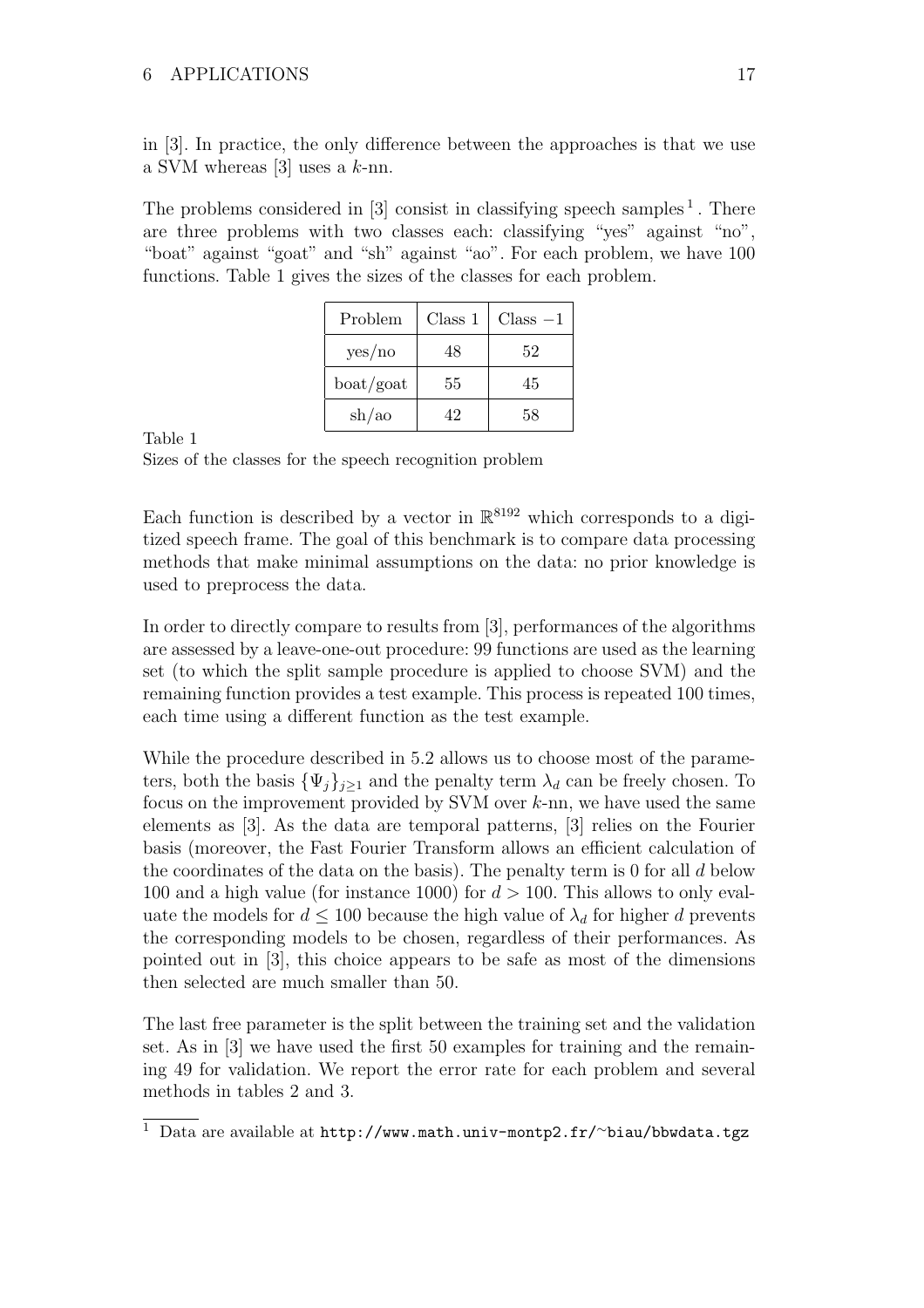in [3]. In practice, the only difference between the approaches is that we use a SVM whereas [3] uses a $k$-nn.

The problems considered in [3] consist in classifying speech samples [1]. There are three problems with two classes each: classifying "yes" against "no", "boat" against "goat" and "sh" against "ao". For each problem, we have 100 functions. Table 1 gives the sizes of the classes for each problem.

| Problem | Class 1 | Class $-1$ |
|---|---|---|
| yes/no | 48 | 52 |
| boat/goat | 55 | 45 |
| sh/ao | 42 | 58 |

Table 1
Sizes of the classes for the speech recognition problem

Each function is described by a vector in $\mathbb{R}^{8192}$ which corresponds to a digitized speech frame. The goal of this benchmark is to compare data processing methods that make minimal assumptions on the data: no prior knowledge is used to preprocess the data.

In order to directly compare to results from [3], performances of the algorithms are assessed by a leave-one-out procedure: 99 functions are used as the learning set (to which the split sample procedure is applied to choose SVM) and the remaining function provides a test example. This process is repeated 100 times, each time using a different function as the test example.

While the procedure described in 5.2 allows us to choose most of the parameters, both the basis $\{\Psi_j\}_{j\geq 1}$ and the penalty term $\lambda_d$ can be freely chosen. To focus on the improvement provided by SVM over $k$-nn, we have used the same elements as [3]. As the data are temporal patterns, [3] relies on the Fourier basis (moreover, the Fast Fourier Transform allows an efficient calculation of the coordinates of the data on the basis). The penalty term is 0 for all $d$ below 100 and a high value (for instance 1000) for $d > 100$. This allows to only evaluate the models for $d \leq 100$ because the high value of $\lambda_d$ for higher $d$ prevents the corresponding models to be chosen, regardless of their performances. As pointed out in [3], this choice appears to be safe as most of the dimensions then selected are much smaller than 50.

The last free parameter is the split between the training set and the validation set. As in [3] we have used the first 50 examples for training and the remaining 49 for validation. We report the error rate for each problem and several methods in tables 2 and 3.

[1] Data are available at `http://www.math.univ-montp2.fr/~biau/bbwdata.tgz`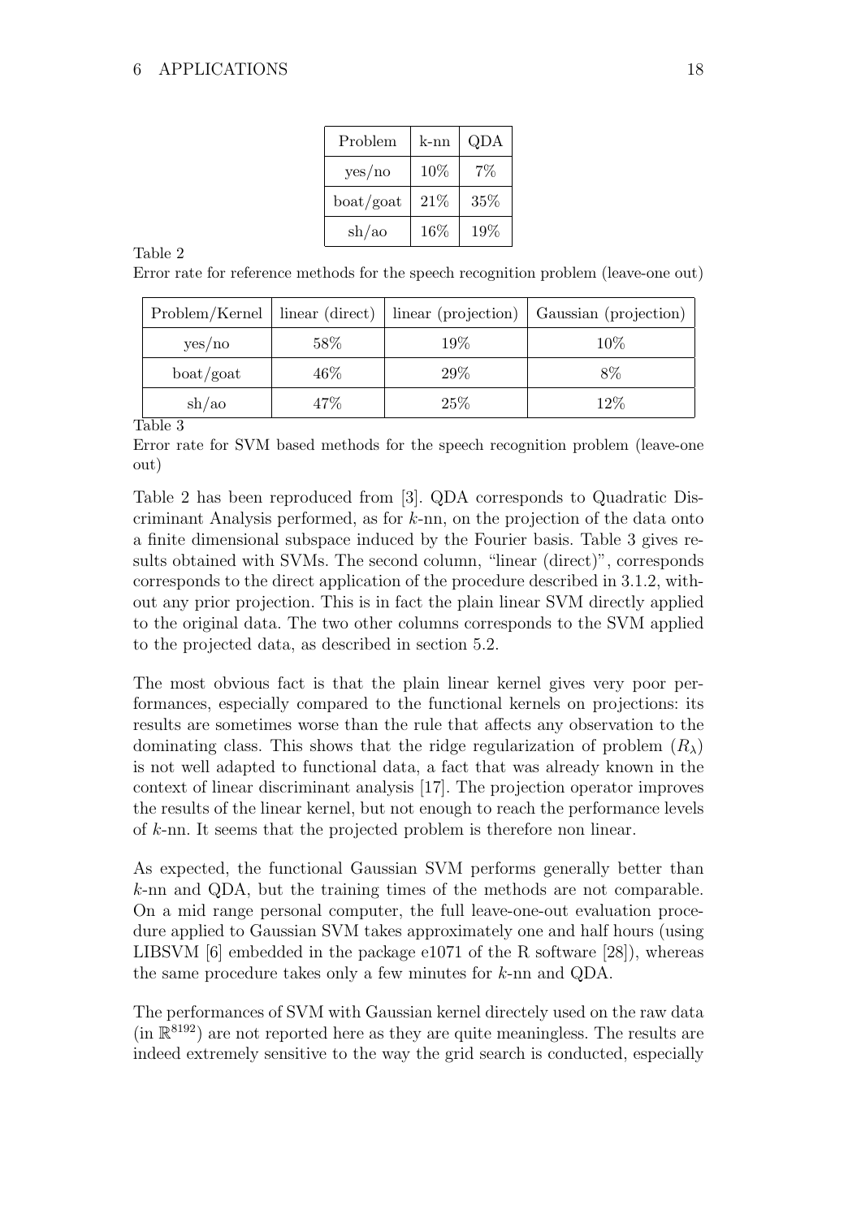| Problem | k-nn | QDA |
|---|---|---|
| yes/no | 10% | 7% |
| boat/goat | 21% | 35% |
| sh/ao | 16% | 19% |

Table 2

Error rate for reference methods for the speech recognition problem (leave-one out)

| Problem/Kernel | linear (direct) | linear (projection) | Gaussian (projection) |
|---|---|---|---|
| yes/no | 58% | 19% | 10% |
| boat/goat | 46% | 29% | 8% |
| sh/ao | 47% | 25% | 12% |

Table 3

Error rate for SVM based methods for the speech recognition problem (leave-one out)

Table 2 has been reproduced from [3]. QDA corresponds to Quadratic Discriminant Analysis performed, as for $k$-nn, on the projection of the data onto a finite dimensional subspace induced by the Fourier basis. Table 3 gives results obtained with SVMs. The second column, "linear (direct)", corresponds corresponds to the direct application of the procedure described in 3.1.2, without any prior projection. This is in fact the plain linear SVM directly applied to the original data. The two other columns corresponds to the SVM applied to the projected data, as described in section 5.2.

The most obvious fact is that the plain linear kernel gives very poor performances, especially compared to the functional kernels on projections: its results are sometimes worse than the rule that affects any observation to the dominating class. This shows that the ridge regularization of problem $(R_\lambda)$ is not well adapted to functional data, a fact that was already known in the context of linear discriminant analysis [17]. The projection operator improves the results of the linear kernel, but not enough to reach the performance levels of $k$-nn. It seems that the projected problem is therefore non linear.

As expected, the functional Gaussian SVM performs generally better than $k$-nn and QDA, but the training times of the methods are not comparable. On a mid range personal computer, the full leave-one-out evaluation procedure applied to Gaussian SVM takes approximately one and half hours (using LIBSVM [6] embedded in the package e1071 of the R software [28]), whereas the same procedure takes only a few minutes for $k$-nn and QDA.

The performances of SVM with Gaussian kernel directely used on the raw data (in $\mathbb{R}^{8192}$) are not reported here as they are quite meaningless. The results are indeed extremely sensitive to the way the grid search is conducted, especially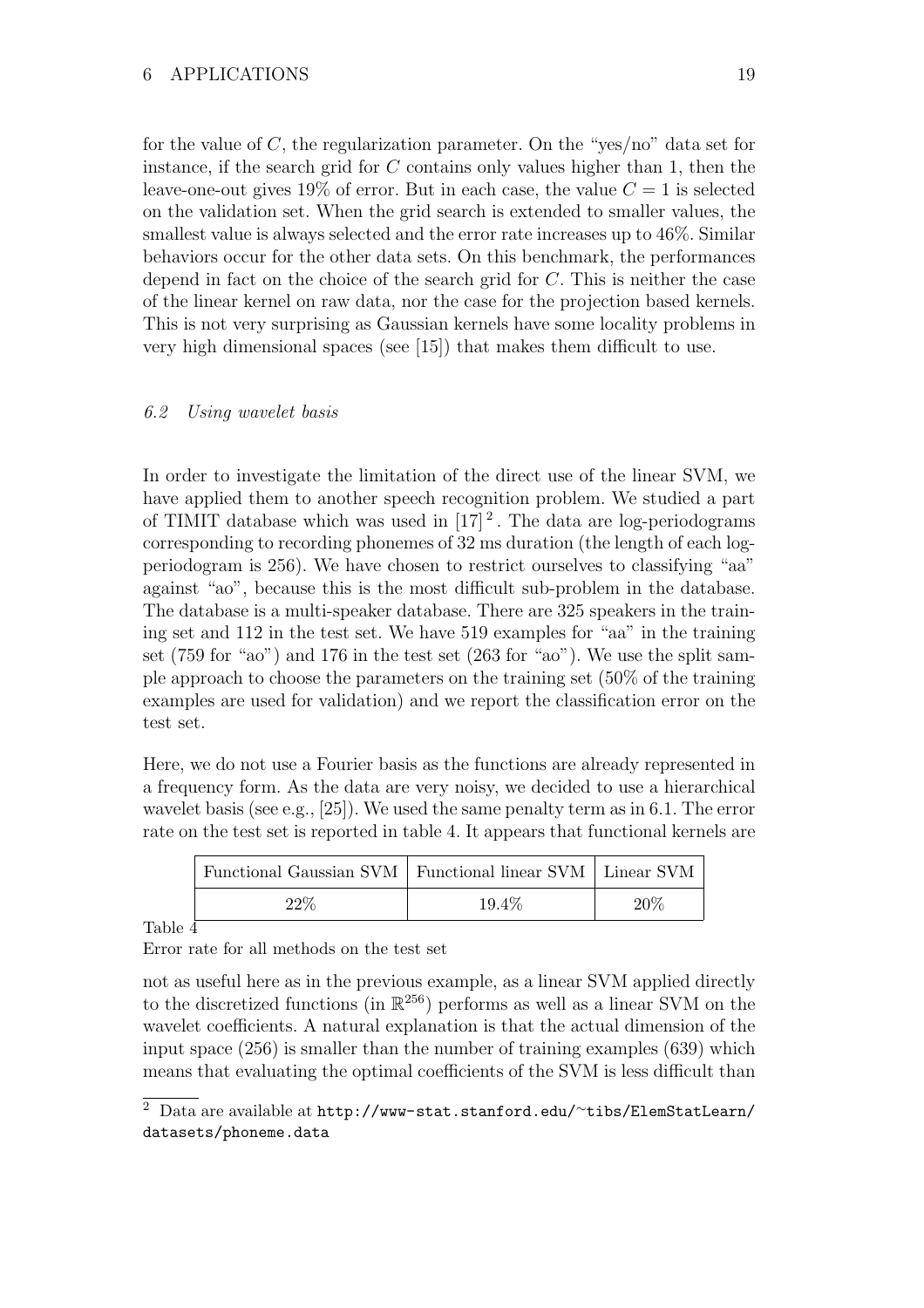for the value of $C$, the regularization parameter. On the "yes/no" data set for instance, if the search grid for $C$ contains only values higher than 1, then the leave-one-out gives 19% of error. But in each case, the value $C = 1$ is selected on the validation set. When the grid search is extended to smaller values, the smallest value is always selected and the error rate increases up to 46%. Similar behaviors occur for the other data sets. On this benchmark, the performances depend in fact on the choice of the search grid for $C$. This is neither the case of the linear kernel on raw data, nor the case for the projection based kernels. This is not very surprising as Gaussian kernels have some locality problems in very high dimensional spaces (see [15]) that makes them difficult to use.

### *6.2 Using wavelet basis*

In order to investigate the limitation of the direct use of the linear SVM, we have applied them to another speech recognition problem. We studied a part of TIMIT database which was used in [17] [2]. The data are log-periodograms corresponding to recording phonemes of 32 ms duration (the length of each log-periodogram is 256). We have chosen to restrict ourselves to classifying "aa" against "ao", because this is the most difficult sub-problem in the database. The database is a multi-speaker database. There are 325 speakers in the training set and 112 in the test set. We have 519 examples for "aa" in the training set (759 for "ao") and 176 in the test set (263 for "ao"). We use the split sample approach to choose the parameters on the training set (50% of the training examples are used for validation) and we report the classification error on the test set.

Here, we do not use a Fourier basis as the functions are already represented in a frequency form. As the data are very noisy, we decided to use a hierarchical wavelet basis (see e.g., [25]). We used the same penalty term as in 6.1. The error rate on the test set is reported in table 4. It appears that functional kernels are

| Functional Gaussian SVM | Functional linear SVM | Linear SVM |
|---|---|---|
| 22% | 19.4% | 20% |

Table 4

Error rate for all methods on the test set

not as useful here as in the previous example, as a linear SVM applied directly to the discretized functions (in $\mathbb{R}^{256}$) performs as well as a linear SVM on the wavelet coefficients. A natural explanation is that the actual dimension of the input space (256) is smaller than the number of training examples (639) which means that evaluating the optimal coefficients of the SVM is less difficult than

---

[2] Data are available at `http://www-stat.stanford.edu/~tibs/ElemStatLearn/datasets/phoneme.data`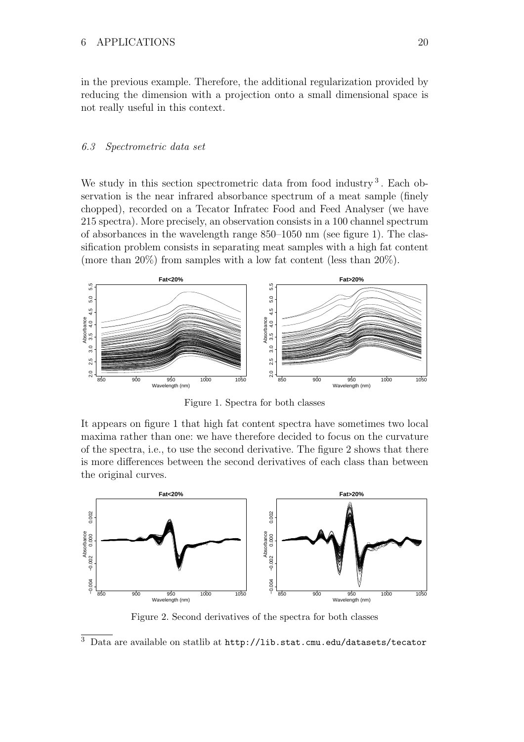in the previous example. Therefore, the additional regularization provided by reducing the dimension with a projection onto a small dimensional space is not really useful in this context.

### *6.3 Spectrometric data set*

We study in this section spectrometric data from food industry [3]. Each observation is the near infrared absorbance spectrum of a meat sample (finely chopped), recorded on a Tecator Infratec Food and Feed Analyser (we have 215 spectra). More precisely, an observation consists in a 100 channel spectrum of absorbances in the wavelength range 850–1050 nm (see figure 1). The classification problem consists in separating meat samples with a high fat content (more than 20%) from samples with a low fat content (less than 20%).

Figure 1. Spectra for both classes

It appears on figure 1 that high fat content spectra have sometimes two local maxima rather than one: we have therefore decided to focus on the curvature of the spectra, i.e., to use the second derivative. The figure 2 shows that there is more differences between the second derivatives of each class than between the original curves.

Figure 2. Second derivatives of the spectra for both classes

[3] Data are available on statlib at http://lib.stat.cmu.edu/datasets/tecator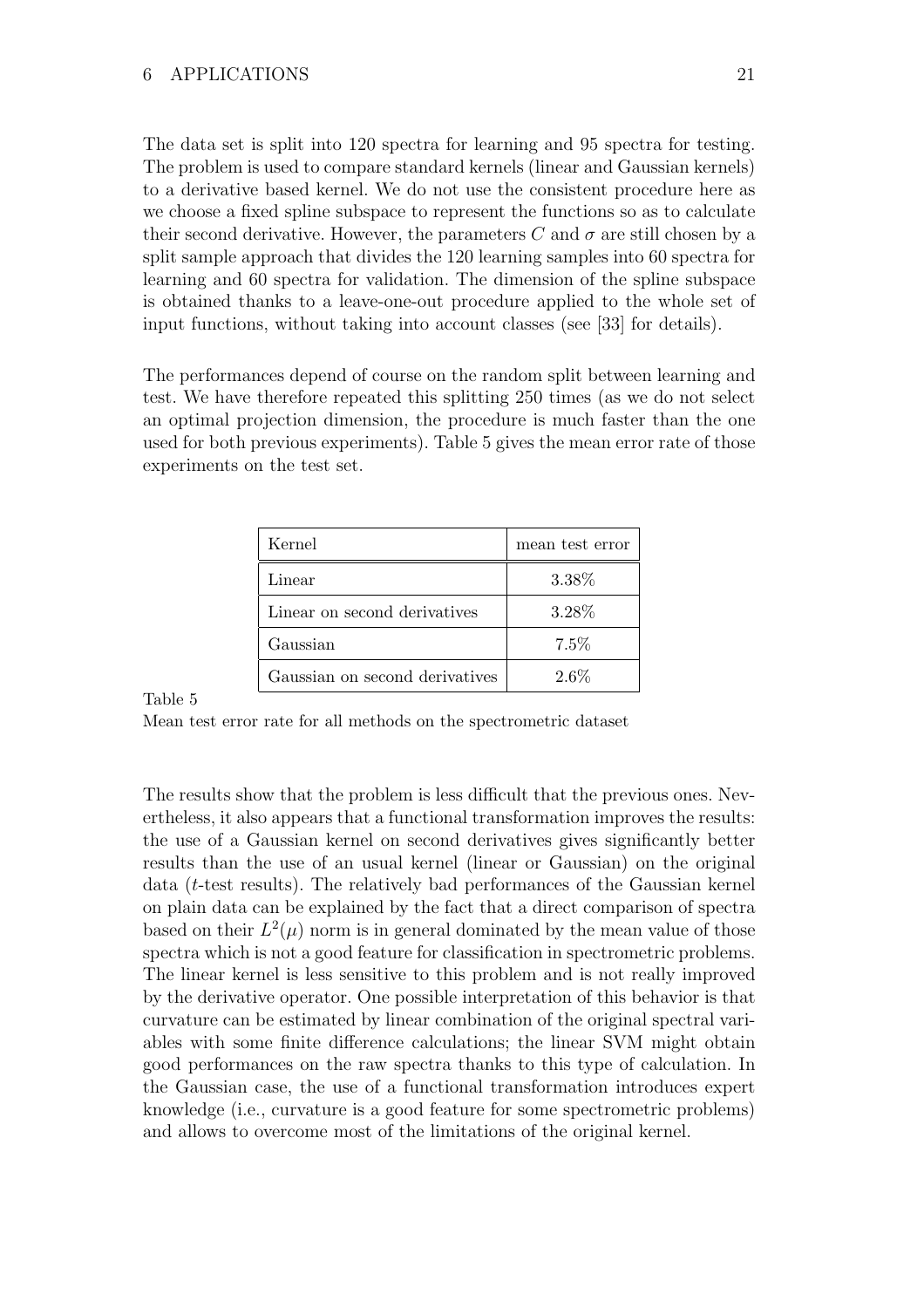The data set is split into 120 spectra for learning and 95 spectra for testing. The problem is used to compare standard kernels (linear and Gaussian kernels) to a derivative based kernel. We do not use the consistent procedure here as we choose a fixed spline subspace to represent the functions so as to calculate their second derivative. However, the parameters $C$ and $\sigma$ are still chosen by a split sample approach that divides the 120 learning samples into 60 spectra for learning and 60 spectra for validation. The dimension of the spline subspace is obtained thanks to a leave-one-out procedure applied to the whole set of input functions, without taking into account classes (see [33] for details).

The performances depend of course on the random split between learning and test. We have therefore repeated this splitting 250 times (as we do not select an optimal projection dimension, the procedure is much faster than the one used for both previous experiments). Table 5 gives the mean error rate of those experiments on the test set.

| Kernel | mean test error |
|---|---|
| Linear | 3.38% |
| Linear on second derivatives | 3.28% |
| Gaussian | 7.5% |
| Gaussian on second derivatives | 2.6% |

Table 5

Mean test error rate for all methods on the spectrometric dataset

The results show that the problem is less difficult that the previous ones. Nevertheless, it also appears that a functional transformation improves the results: the use of a Gaussian kernel on second derivatives gives significantly better results than the use of an usual kernel (linear or Gaussian) on the original data ($t$-test results). The relatively bad performances of the Gaussian kernel on plain data can be explained by the fact that a direct comparison of spectra based on their $L^2(\mu)$ norm is in general dominated by the mean value of those spectra which is not a good feature for classification in spectrometric problems. The linear kernel is less sensitive to this problem and is not really improved by the derivative operator. One possible interpretation of this behavior is that curvature can be estimated by linear combination of the original spectral variables with some finite difference calculations; the linear SVM might obtain good performances on the raw spectra thanks to this type of calculation. In the Gaussian case, the use of a functional transformation introduces expert knowledge (i.e., curvature is a good feature for some spectrometric problems) and allows to overcome most of the limitations of the original kernel.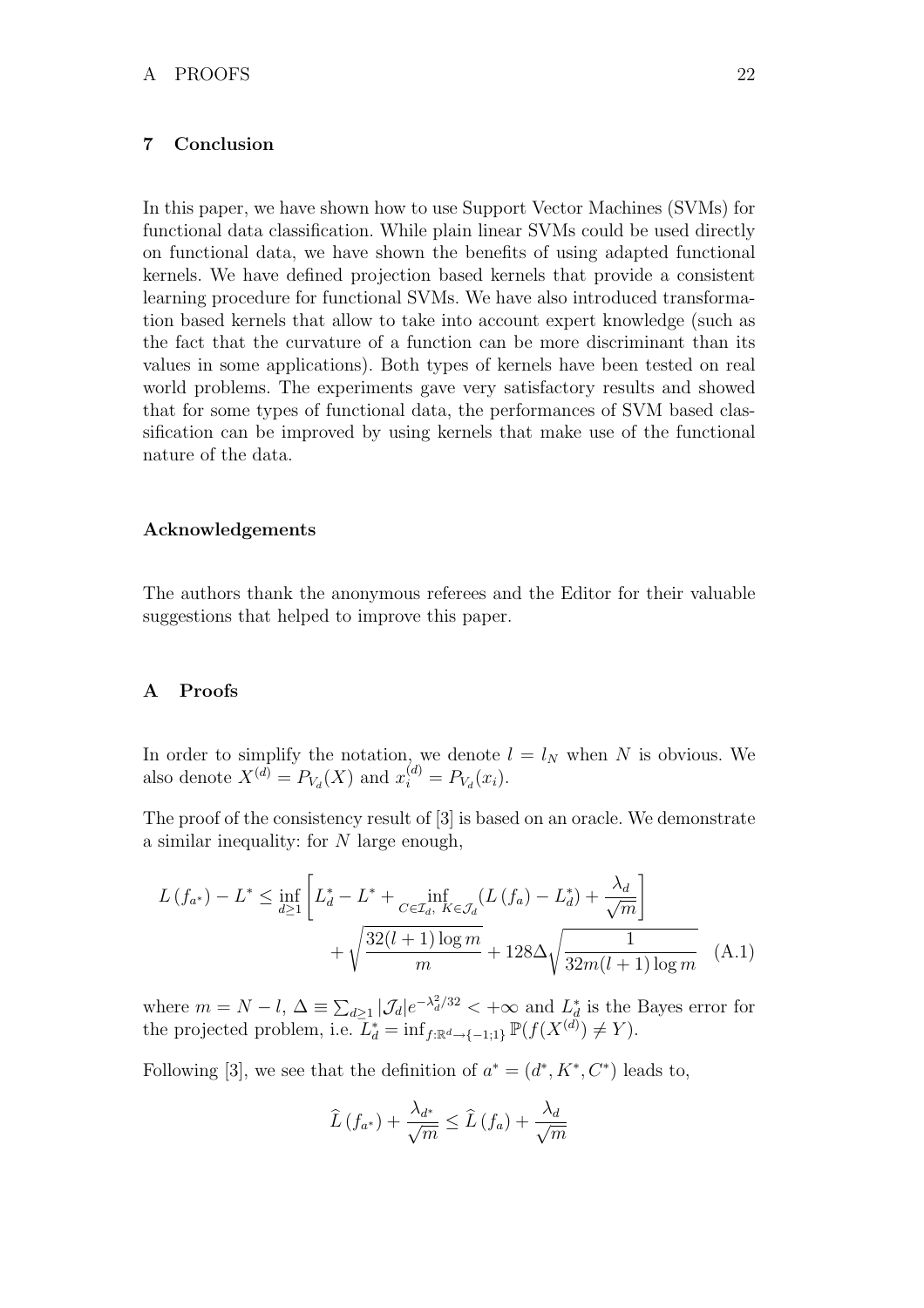## 7 Conclusion

In this paper, we have shown how to use Support Vector Machines (SVMs) for functional data classification. While plain linear SVMs could be used directly on functional data, we have shown the benefits of using adapted functional kernels. We have defined projection based kernels that provide a consistent learning procedure for functional SVMs. We have also introduced transformation based kernels that allow to take into account expert knowledge (such as the fact that the curvature of a function can be more discriminant than its values in some applications). Both types of kernels have been tested on real world problems. The experiments gave very satisfactory results and showed that for some types of functional data, the performances of SVM based classification can be improved by using kernels that make use of the functional nature of the data.

### Acknowledgements

The authors thank the anonymous referees and the Editor for their valuable suggestions that helped to improve this paper.

## A Proofs

In order to simplify the notation, we denote $l = l_N$ when $N$ is obvious. We also denote $X^{(d)} = P_{V_d}(X)$ and $x_i^{(d)} = P_{V_d}(x_i)$.

The proof of the consistency result of [3] is based on an oracle. We demonstrate a similar inequality: for $N$ large enough,

$$L(f_{a^*}) - L^* \leq \inf_{d\geq 1}\left[L_d^* - L^* + \inf_{C\in\mathcal{I}_d,\ K\in\mathcal{J}_d}(L(f_a) - L_d^*) + \frac{\lambda_d}{\sqrt{m}}\right] + \sqrt{\frac{32(l+1)\log m}{m}} + 128\Delta\sqrt{\frac{1}{32m(l+1)\log m}} \quad \text{(A.1)}$$

where $m = N - l$, $\Delta \equiv \sum_{d\geq 1}|\mathcal{J}_d|e^{-\lambda_d^2/32} < +\infty$ and $L_d^*$ is the Bayes error for the projected problem, i.e. $L_d^* = \inf_{f:\mathbb{R}^d\to\{-1;1\}}\mathbb{P}(f(X^{(d)}) \neq Y)$.

Following [3], we see that the definition of $a^* = (d^*, K^*, C^*)$ leads to,

$$\widehat{L}(f_{a^*}) + \frac{\lambda_{d^*}}{\sqrt{m}} \leq \widehat{L}(f_a) + \frac{\lambda_d}{\sqrt{m}}$$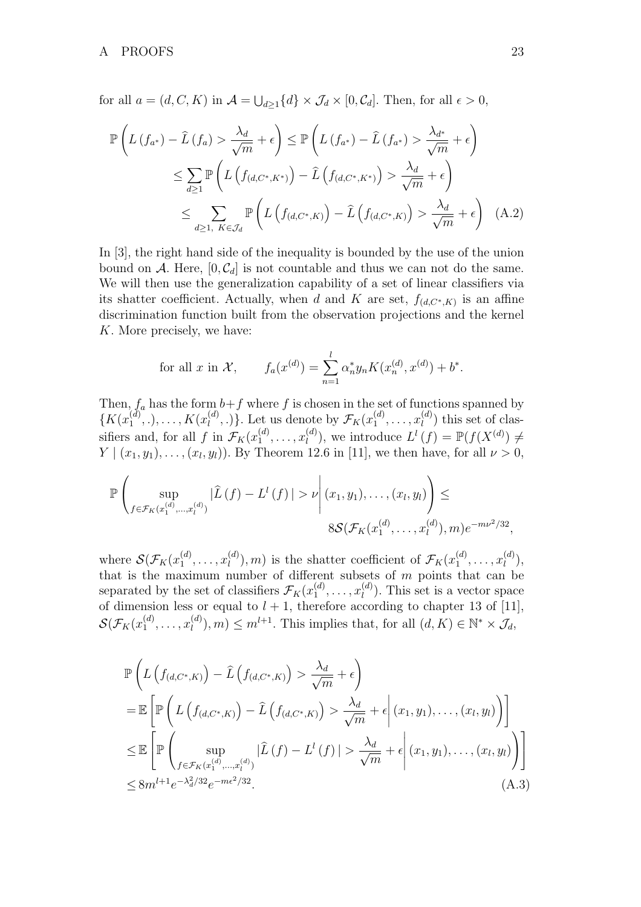for all $a = (d, C, K)$ in $\mathcal{A} = \bigcup_{d \geq 1} \{d\} \times \mathcal{J}_d \times [0, \mathcal{C}_d]$. Then, for all $\epsilon > 0$,

$$
\begin{aligned}
\mathbb{P}\left( L\left(f_{a^*}\right) - \widehat{L}\left(f_a\right) > \frac{\lambda_d}{\sqrt{m}} + \epsilon \right) &\leq \mathbb{P}\left( L\left(f_{a^*}\right) - \widehat{L}\left(f_{a^*}\right) > \frac{\lambda_{d^*}}{\sqrt{m}} + \epsilon \right) \\
&\leq \sum_{d \geq 1} \mathbb{P}\left( L\left(f_{(d,C^*,K^*)}\right) - \widehat{L}\left(f_{(d,C^*,K^*)}\right) > \frac{\lambda_d}{\sqrt{m}} + \epsilon \right) \\
&\leq \sum_{d \geq 1,\ K \in \mathcal{J}_d} \mathbb{P}\left( L\left(f_{(d,C^*,K)}\right) - \widehat{L}\left(f_{(d,C^*,K)}\right) > \frac{\lambda_d}{\sqrt{m}} + \epsilon \right) \quad \text{(A.2)}
\end{aligned}
$$

In [3], the right hand side of the inequality is bounded by the use of the union bound on $\mathcal{A}$. Here, $[0, \mathcal{C}_d]$ is not countable and thus we can not do the same. We will then use the generalization capability of a set of linear classifiers via its shatter coefficient. Actually, when $d$ and $K$ are set, $f_{(d,C^*,K)}$ is an affine discrimination function built from the observation projections and the kernel $K$. More precisely, we have:

$$
\text{for all } x \text{ in } \mathcal{X}, \qquad f_a(x^{(d)}) = \sum_{n=1}^{l} \alpha_n^* y_n K(x_n^{(d)}, x^{(d)}) + b^*.
$$

Then, $f_a$ has the form $b + f$ where $f$ is chosen in the set of functions spanned by $\{K(x_1^{(d)}, .), \ldots, K(x_l^{(d)}, .)\}$. Let us denote by $\mathcal{F}_K(x_1^{(d)}, \ldots, x_l^{(d)})$ this set of classifiers and, for all $f$ in $\mathcal{F}_K(x_1^{(d)}, \ldots, x_l^{(d)})$, we introduce $L^l(f) = \mathbb{P}(f(X^{(d)}) \neq Y \mid (x_1, y_1), \ldots, (x_l, y_l))$. By Theorem 12.6 in [11], we then have, for all $\nu > 0$,

$$
\mathbb{P}\left( \sup_{f \in \mathcal{F}_K(x_1^{(d)}, \ldots, x_l^{(d)})} |\widehat{L}(f) - L^l(f)| > \nu \,\middle|\, (x_1, y_1), \ldots, (x_l, y_l) \right) \leq 8 \mathcal{S}(\mathcal{F}_K(x_1^{(d)}, \ldots, x_l^{(d)}), m) e^{-m\nu^2/32},
$$

where $\mathcal{S}(\mathcal{F}_K(x_1^{(d)}, \ldots, x_l^{(d)}), m)$ is the shatter coefficient of $\mathcal{F}_K(x_1^{(d)}, \ldots, x_l^{(d)})$, that is the maximum number of different subsets of $m$ points that can be separated by the set of classifiers $\mathcal{F}_K(x_1^{(d)}, \ldots, x_l^{(d)})$. This set is a vector space of dimension less or equal to $l + 1$, therefore according to chapter 13 of [11], $\mathcal{S}(\mathcal{F}_K(x_1^{(d)}, \ldots, x_l^{(d)}), m) \leq m^{l+1}$. This implies that, for all $(d, K) \in \mathbb{N}^* \times \mathcal{J}_d$,

$$
\begin{aligned}
&\mathbb{P}\left( L\left(f_{(d,C^*,K)}\right) - \widehat{L}\left(f_{(d,C^*,K)}\right) > \frac{\lambda_d}{\sqrt{m}} + \epsilon \right) \\
&= \mathbb{E}\left[ \mathbb{P}\left( L\left(f_{(d,C^*,K)}\right) - \widehat{L}\left(f_{(d,C^*,K)}\right) > \frac{\lambda_d}{\sqrt{m}} + \epsilon \,\middle|\, (x_1, y_1), \ldots, (x_l, y_l) \right) \right] \\
&\leq \mathbb{E}\left[ \mathbb{P}\left( \sup_{f \in \mathcal{F}_K(x_1^{(d)}, \ldots, x_l^{(d)})} |\widehat{L}(f) - L^l(f)| > \frac{\lambda_d}{\sqrt{m}} + \epsilon \,\middle|\, (x_1, y_1), \ldots, (x_l, y_l) \right) \right] \\
&\leq 8 m^{l+1} e^{-\lambda_d^2/32} e^{-m\epsilon^2/32}. \qquad \text{(A.3)}
\end{aligned}
$$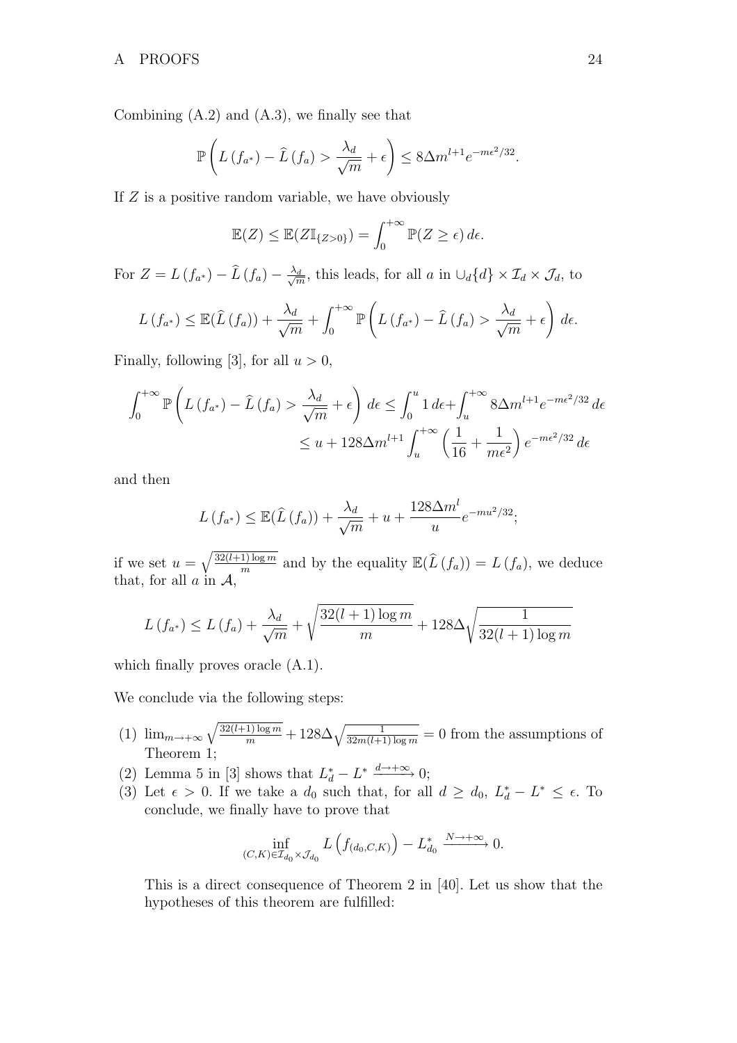Combining (A.2) and (A.3), we finally see that

$$\mathbb{P}\left(L\left(f_{a^*}\right) - \widehat{L}\left(f_a\right) > \frac{\lambda_d}{\sqrt{m}} + \epsilon\right) \leq 8\Delta m^{l+1} e^{-m\epsilon^2/32}.$$

If $Z$ is a positive random variable, we have obviously

$$\mathbb{E}(Z) \leq \mathbb{E}(Z\mathbb{I}_{\{Z>0\}}) = \int_0^{+\infty} \mathbb{P}(Z \geq \epsilon)\, d\epsilon.$$

For $Z = L\left(f_{a^*}\right) - \widehat{L}\left(f_a\right) - \frac{\lambda_d}{\sqrt{m}}$, this leads, for all $a$ in $\cup_d\{d\} \times \mathcal{I}_d \times \mathcal{J}_d$, to

$$L\left(f_{a^*}\right) \leq \mathbb{E}(\widehat{L}\left(f_a\right)) + \frac{\lambda_d}{\sqrt{m}} + \int_0^{+\infty} \mathbb{P}\left(L\left(f_{a^*}\right) - \widehat{L}\left(f_a\right) > \frac{\lambda_d}{\sqrt{m}} + \epsilon\right) d\epsilon.$$

Finally, following [3], for all $u > 0$,

$$\begin{aligned}\int_0^{+\infty} \mathbb{P}\left(L\left(f_{a^*}\right) - \widehat{L}\left(f_a\right) > \frac{\lambda_d}{\sqrt{m}} + \epsilon\right) d\epsilon &\leq \int_0^u 1\, d\epsilon + \int_u^{+\infty} 8\Delta m^{l+1} e^{-m\epsilon^2/32}\, d\epsilon \\ &\leq u + 128\Delta m^{l+1} \int_u^{+\infty} \left(\frac{1}{16} + \frac{1}{m\epsilon^2}\right) e^{-m\epsilon^2/32}\, d\epsilon\end{aligned}$$

and then

$$L\left(f_{a^*}\right) \leq \mathbb{E}(\widehat{L}\left(f_a\right)) + \frac{\lambda_d}{\sqrt{m}} + u + \frac{128\Delta m^l}{u} e^{-mu^2/32};$$

if we set $u = \sqrt{\frac{32(l+1)\log m}{m}}$ and by the equality $\mathbb{E}(\widehat{L}\left(f_a\right)) = L\left(f_a\right)$, we deduce that, for all $a$ in $\mathcal{A}$,

$$L\left(f_{a^*}\right) \leq L\left(f_a\right) + \frac{\lambda_d}{\sqrt{m}} + \sqrt{\frac{32(l+1)\log m}{m}} + 128\Delta\sqrt{\frac{1}{32(l+1)\log m}}$$

which finally proves oracle (A.1).

We conclude via the following steps:

(1) $\lim_{m\to+\infty} \sqrt{\frac{32(l+1)\log m}{m}} + 128\Delta\sqrt{\frac{1}{32m(l+1)\log m}} = 0$ from the assumptions of Theorem 1;

(2) Lemma 5 in [3] shows that $L_d^* - L^* \xrightarrow{d\to+\infty} 0$;

(3) Let $\epsilon > 0$. If we take a $d_0$ such that, for all $d \geq d_0$, $L_d^* - L^* \leq \epsilon$. To conclude, we finally have to prove that

$$\inf_{(C,K)\in\mathcal{I}_{d_0}\times\mathcal{J}_{d_0}} L\left(f_{(d_0,C,K)}\right) - L_{d_0}^* \xrightarrow{N\to+\infty} 0.$$

This is a direct consequence of Theorem 2 in [40]. Let us show that the hypotheses of this theorem are fulfilled: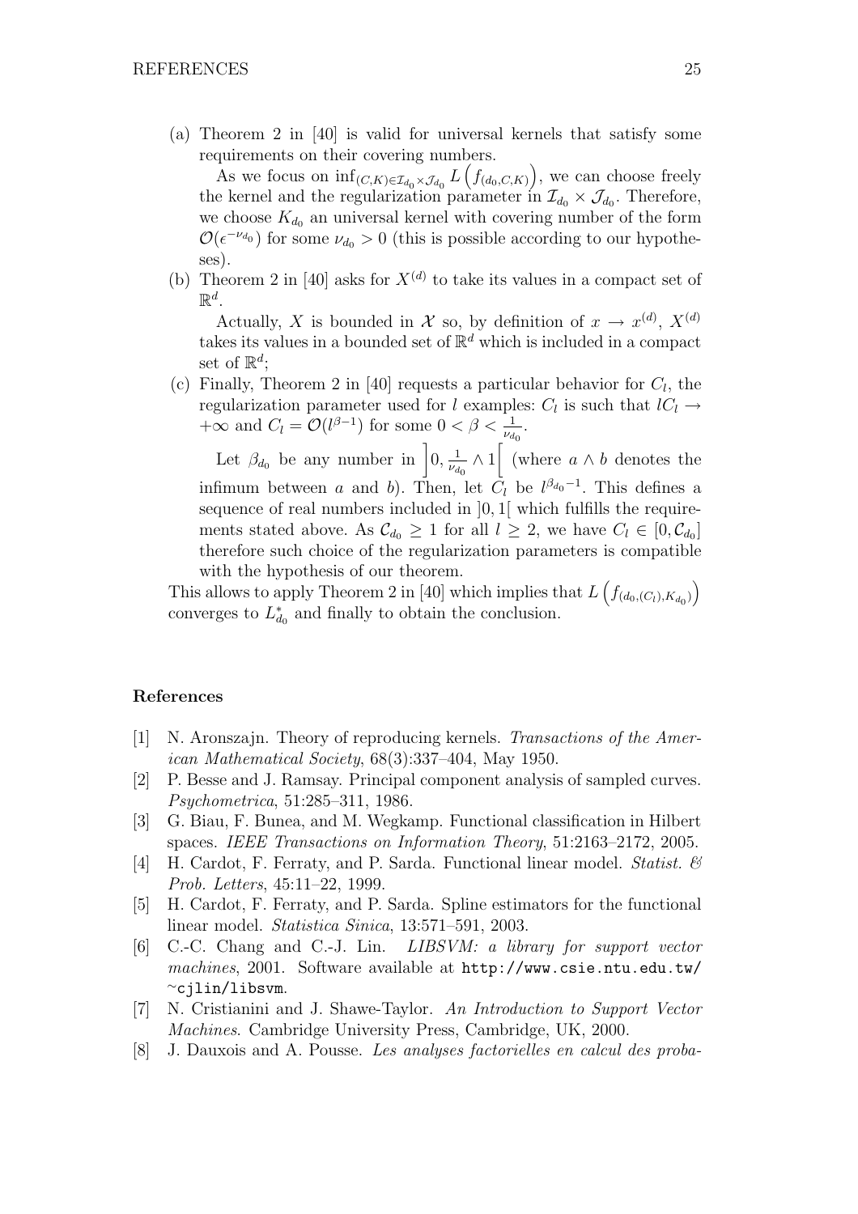(a) Theorem 2 in [40] is valid for universal kernels that satisfy some requirements on their covering numbers.

    As we focus on $\inf_{(C,K)\in\mathcal{I}_{d_0}\times\mathcal{J}_{d_0}} L\left(f_{(d_0,C,K)}\right)$, we can choose freely the kernel and the regularization parameter in $\mathcal{I}_{d_0}\times\mathcal{J}_{d_0}$. Therefore, we choose $K_{d_0}$ an universal kernel with covering number of the form $\mathcal{O}(\epsilon^{-\nu_{d_0}})$ for some $\nu_{d_0} > 0$ (this is possible according to our hypotheses).

(b) Theorem 2 in [40] asks for $X^{(d)}$ to take its values in a compact set of $\mathbb{R}^d$.

    Actually, $X$ is bounded in $\mathcal{X}$ so, by definition of $x \to x^{(d)}$, $X^{(d)}$ takes its values in a bounded set of $\mathbb{R}^d$ which is included in a compact set of $\mathbb{R}^d$;

(c) Finally, Theorem 2 in [40] requests a particular behavior for $C_l$, the regularization parameter used for $l$ examples: $C_l$ is such that $lC_l \to +\infty$ and $C_l = \mathcal{O}(l^{\beta-1})$ for some $0 < \beta < \frac{1}{\nu_{d_0}}$.

    Let $\beta_{d_0}$ be any number in $\left]0, \frac{1}{\nu_{d_0}} \wedge 1\right[$ (where $a \wedge b$ denotes the infimum between $a$ and $b$). Then, let $C_l$ be $l^{\beta_{d_0}-1}$. This defines a sequence of real numbers included in $]0,1[$ which fulfills the requirements stated above. As $\mathcal{C}_{d_0} \geq 1$ for all $l \geq 2$, we have $C_l \in [0, \mathcal{C}_{d_0}]$ therefore such choice of the regularization parameters is compatible with the hypothesis of our theorem.

This allows to apply Theorem 2 in [40] which implies that $L\left(f_{(d_0,(C_l),K_{d_0})}\right)$ converges to $L^*_{d_0}$ and finally to obtain the conclusion.

## References

[1] N. Aronszajn. Theory of reproducing kernels. *Transactions of the American Mathematical Society*, 68(3):337–404, May 1950.

[2] P. Besse and J. Ramsay. Principal component analysis of sampled curves. *Psychometrica*, 51:285–311, 1986.

[3] G. Biau, F. Bunea, and M. Wegkamp. Functional classification in Hilbert spaces. *IEEE Transactions on Information Theory*, 51:2163–2172, 2005.

[4] H. Cardot, F. Ferraty, and P. Sarda. Functional linear model. *Statist. & Prob. Letters*, 45:11–22, 1999.

[5] H. Cardot, F. Ferraty, and P. Sarda. Spline estimators for the functional linear model. *Statistica Sinica*, 13:571–591, 2003.

[6] C.-C. Chang and C.-J. Lin. *LIBSVM: a library for support vector machines*, 2001. Software available at `http://www.csie.ntu.edu.tw/~cjlin/libsvm`.

[7] N. Cristianini and J. Shawe-Taylor. *An Introduction to Support Vector Machines*. Cambridge University Press, Cambridge, UK, 2000.

[8] J. Dauxois and A. Pousse. *Les analyses factorielles en calcul des proba-*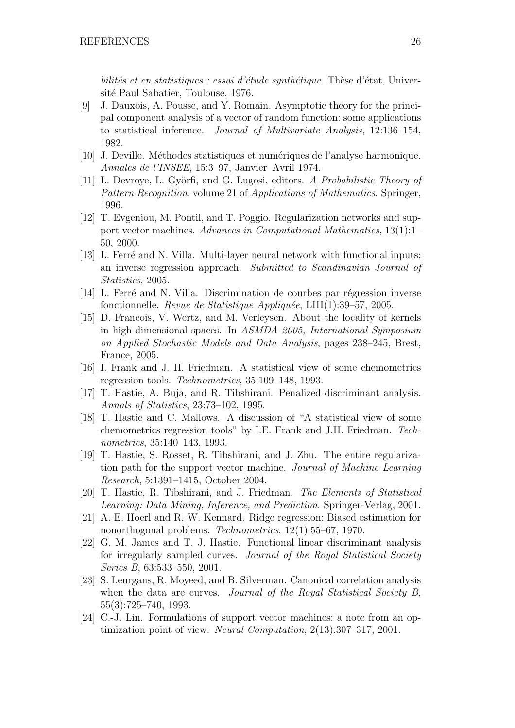*bilités et en statistiques : essai d'étude synthétique*. Thèse d'état, Université Paul Sabatier, Toulouse, 1976.

[9] J. Dauxois, A. Pousse, and Y. Romain. Asymptotic theory for the principal component analysis of a vector of random function: some applications to statistical inference. *Journal of Multivariate Analysis*, 12:136–154, 1982.

[10] J. Deville. Méthodes statistiques et numériques de l'analyse harmonique. *Annales de l'INSEE*, 15:3–97, Janvier–Avril 1974.

[11] L. Devroye, L. Györfi, and G. Lugosi, editors. *A Probabilistic Theory of Pattern Recognition*, volume 21 of *Applications of Mathematics*. Springer, 1996.

[12] T. Evgeniou, M. Pontil, and T. Poggio. Regularization networks and support vector machines. *Advances in Computational Mathematics*, 13(1):1–50, 2000.

[13] L. Ferré and N. Villa. Multi-layer neural network with functional inputs: an inverse regression approach. *Submitted to Scandinavian Journal of Statistics*, 2005.

[14] L. Ferré and N. Villa. Discrimination de courbes par régression inverse fonctionnelle. *Revue de Statistique Appliquée*, LIII(1):39–57, 2005.

[15] D. Francois, V. Wertz, and M. Verleysen. About the locality of kernels in high-dimensional spaces. In *ASMDA 2005, International Symposium on Applied Stochastic Models and Data Analysis*, pages 238–245, Brest, France, 2005.

[16] I. Frank and J. H. Friedman. A statistical view of some chemometrics regression tools. *Technometrics*, 35:109–148, 1993.

[17] T. Hastie, A. Buja, and R. Tibshirani. Penalized discriminant analysis. *Annals of Statistics*, 23:73–102, 1995.

[18] T. Hastie and C. Mallows. A discussion of "A statistical view of some chemometrics regression tools" by I.E. Frank and J.H. Friedman. *Technometrics*, 35:140–143, 1993.

[19] T. Hastie, S. Rosset, R. Tibshirani, and J. Zhu. The entire regularization path for the support vector machine. *Journal of Machine Learning Research*, 5:1391–1415, October 2004.

[20] T. Hastie, R. Tibshirani, and J. Friedman. *The Elements of Statistical Learning: Data Mining, Inference, and Prediction*. Springer-Verlag, 2001.

[21] A. E. Hoerl and R. W. Kennard. Ridge regression: Biased estimation for nonorthogonal problems. *Technometrics*, 12(1):55–67, 1970.

[22] G. M. James and T. J. Hastie. Functional linear discriminant analysis for irregularly sampled curves. *Journal of the Royal Statistical Society Series B*, 63:533–550, 2001.

[23] S. Leurgans, R. Moyeed, and B. Silverman. Canonical correlation analysis when the data are curves. *Journal of the Royal Statistical Society B*, 55(3):725–740, 1993.

[24] C.-J. Lin. Formulations of support vector machines: a note from an optimization point of view. *Neural Computation*, 2(13):307–317, 2001.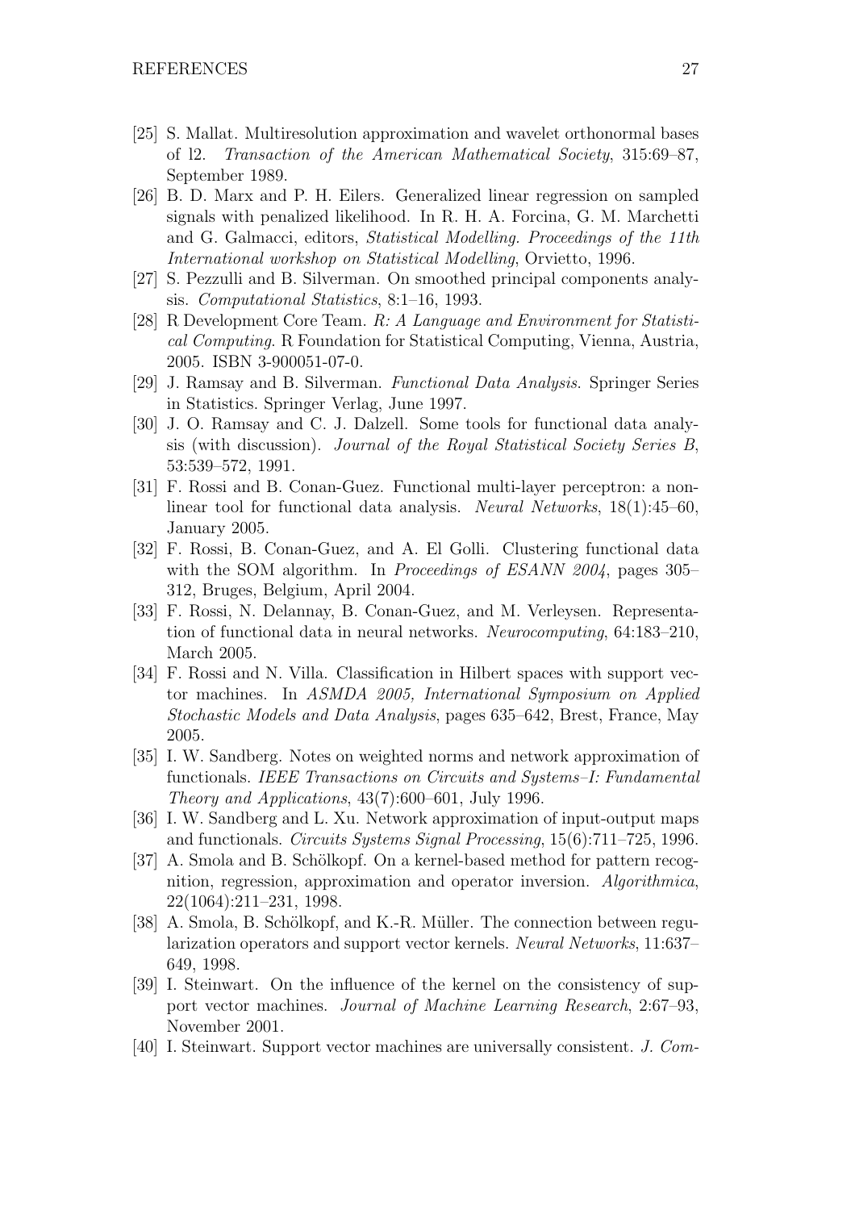[25] S. Mallat. Multiresolution approximation and wavelet orthonormal bases of l2. *Transaction of the American Mathematical Society*, 315:69–87, September 1989.

[26] B. D. Marx and P. H. Eilers. Generalized linear regression on sampled signals with penalized likelihood. In R. H. A. Forcina, G. M. Marchetti and G. Galmacci, editors, *Statistical Modelling. Proceedings of the 11th International workshop on Statistical Modelling*, Orvietto, 1996.

[27] S. Pezzulli and B. Silverman. On smoothed principal components analysis. *Computational Statistics*, 8:1–16, 1993.

[28] R Development Core Team. *R: A Language and Environment for Statistical Computing*. R Foundation for Statistical Computing, Vienna, Austria, 2005. ISBN 3-900051-07-0.

[29] J. Ramsay and B. Silverman. *Functional Data Analysis*. Springer Series in Statistics. Springer Verlag, June 1997.

[30] J. O. Ramsay and C. J. Dalzell. Some tools for functional data analysis (with discussion). *Journal of the Royal Statistical Society Series B*, 53:539–572, 1991.

[31] F. Rossi and B. Conan-Guez. Functional multi-layer perceptron: a nonlinear tool for functional data analysis. *Neural Networks*, 18(1):45–60, January 2005.

[32] F. Rossi, B. Conan-Guez, and A. El Golli. Clustering functional data with the SOM algorithm. In *Proceedings of ESANN 2004*, pages 305–312, Bruges, Belgium, April 2004.

[33] F. Rossi, N. Delannay, B. Conan-Guez, and M. Verleysen. Representation of functional data in neural networks. *Neurocomputing*, 64:183–210, March 2005.

[34] F. Rossi and N. Villa. Classification in Hilbert spaces with support vector machines. In *ASMDA 2005, International Symposium on Applied Stochastic Models and Data Analysis*, pages 635–642, Brest, France, May 2005.

[35] I. W. Sandberg. Notes on weighted norms and network approximation of functionals. *IEEE Transactions on Circuits and Systems–I: Fundamental Theory and Applications*, 43(7):600–601, July 1996.

[36] I. W. Sandberg and L. Xu. Network approximation of input-output maps and functionals. *Circuits Systems Signal Processing*, 15(6):711–725, 1996.

[37] A. Smola and B. Schölkopf. On a kernel-based method for pattern recognition, regression, approximation and operator inversion. *Algorithmica*, 22(1064):211–231, 1998.

[38] A. Smola, B. Schölkopf, and K.-R. Müller. The connection between regularization operators and support vector kernels. *Neural Networks*, 11:637–649, 1998.

[39] I. Steinwart. On the influence of the kernel on the consistency of support vector machines. *Journal of Machine Learning Research*, 2:67–93, November 2001.

[40] I. Steinwart. Support vector machines are universally consistent. *J. Com-*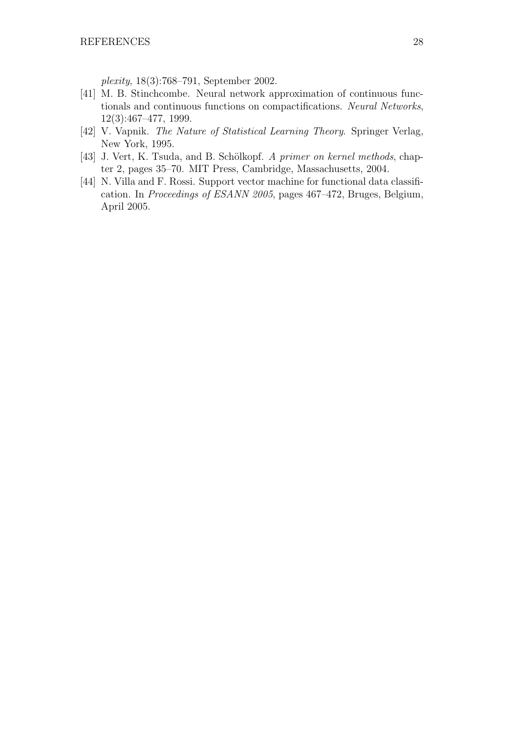*plexity*, 18(3):768–791, September 2002.

[41] M. B. Stinchcombe. Neural network approximation of continuous functionals and continuous functions on compactifications. *Neural Networks*, 12(3):467–477, 1999.

[42] V. Vapnik. *The Nature of Statistical Learning Theory*. Springer Verlag, New York, 1995.

[43] J. Vert, K. Tsuda, and B. Schölkopf. *A primer on kernel methods*, chapter 2, pages 35–70. MIT Press, Cambridge, Massachusetts, 2004.

[44] N. Villa and F. Rossi. Support vector machine for functional data classification. In *Proceedings of ESANN 2005*, pages 467–472, Bruges, Belgium, April 2005.